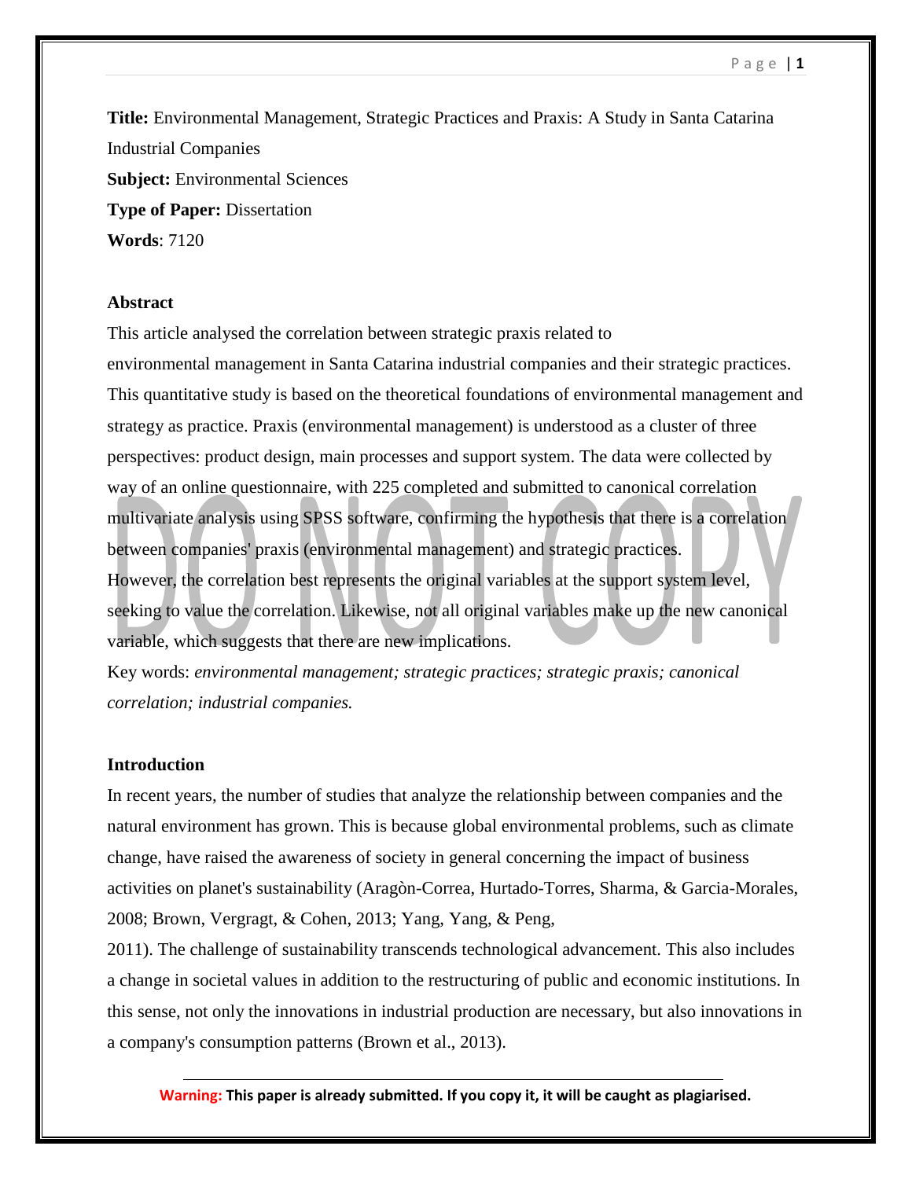**Title:** Environmental Management, Strategic Practices and Praxis: A Study in Santa Catarina Industrial Companies

**Subject:** Environmental Sciences

**Type of Paper:** Dissertation

**Words**: 7120

## Abstract

This article analysed the correlation between strategic praxis related to environmental management in Santa Catarina industrial companies and their strategic practices. This quantitative study is based on the theoretical foundations of environmental management and strategy as practice. Praxis (environmental management) is understood as a cluster of three perspectives: product design, main processes and support system. The data were collected by way of an online questionnaire, with 225 completed and submitted to canonical correlation multivariate analysis using SPSS software, confirming the hypothesis that there is a correlation between companies' praxis (environmental management) and strategic practices. However, the correlation best represents the original variables at the support system level, seeking to value the correlation. Likewise, not all original variables make up the new canonical variable, which suggests that there are new implications.

Key words: *environmental management; strategic practices; strategic praxis; canonical correlation; industrial companies.*

## Introduction

In recent years, the number of studies that analyze the relationship between companies and the natural environment has grown. This is because global environmental problems, such as climate change, have raised the awareness of society in general concerning the impact of business activities on planet's sustainability (Aragòn-Correa, Hurtado-Torres, Sharma, & Garcia-Morales, 2008; Brown, Vergragt, & Cohen, 2013; Yang, Yang, & Peng, 2011). The challenge of sustainability transcends technological advancement. This also includes a change in societal values in addition to the restructuring of public and economic institutions. In this sense, not only the innovations in industrial production are necessary, but also innovations in a company's consumption patterns (Brown et al., 2013).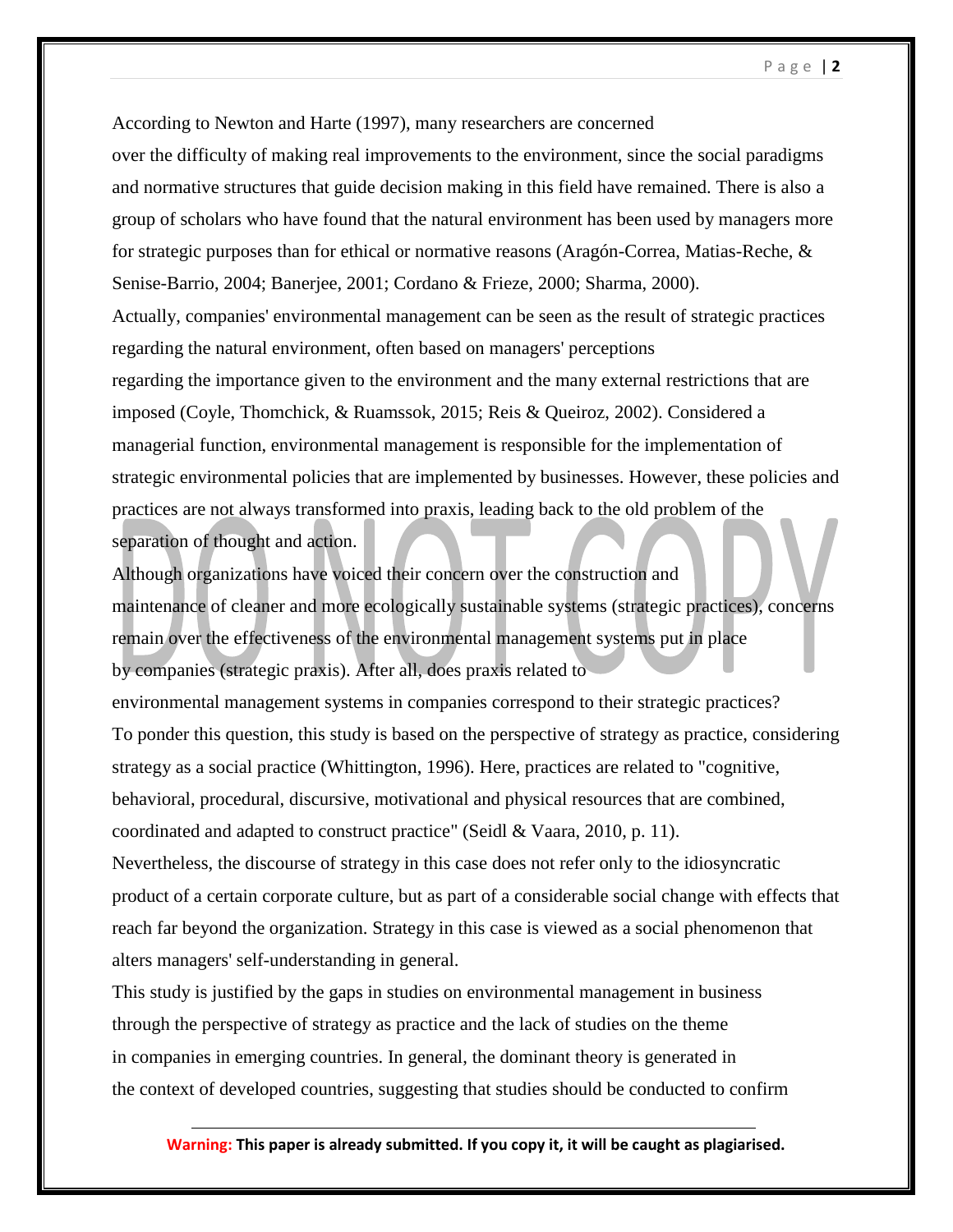According to Newton and Harte (1997), many researchers are concerned over the difficulty of making real improvements to the environment, since the social paradigms and normative structures that guide decision making in this field have remained. There is also a group of scholars who have found that the natural environment has been used by managers more for strategic purposes than for ethical or normative reasons (Aragón-Correa, Matias-Reche, & Senise-Barrio, 2004; Banerjee, 2001; Cordano & Frieze, 2000; Sharma, 2000).

Actually, companies' environmental management can be seen as the result of strategic practices regarding the natural environment, often based on managers' perceptions regarding the importance given to the environment and the many external restrictions that are imposed (Coyle, Thomchick, & Ruamssok, 2015; Reis & Queiroz, 2002). Considered a managerial function, environmental management is responsible for the implementation of strategic environmental policies that are implemented by businesses. However, these policies and practices are not always transformed into praxis, leading back to the old problem of the separation of thought and action.

Although organizations have voiced their concern over the construction and maintenance of cleaner and more ecologically sustainable systems (strategic practices), concerns remain over the effectiveness of the environmental management systems put in place by companies (strategic praxis). After all, does praxis related to environmental management systems in companies correspond to their strategic practices?

To ponder this question, this study is based on the perspective of strategy as practice, considering strategy as a social practice (Whittington, 1996). Here, practices are related to "cognitive, behavioral, procedural, discursive, motivational and physical resources that are combined, coordinated and adapted to construct practice" (Seidl & Vaara, 2010, p. 11).

Nevertheless, the discourse of strategy in this case does not refer only to the idiosyncratic product of a certain corporate culture, but as part of a considerable social change with effects that reach far beyond the organization. Strategy in this case is viewed as a social phenomenon that alters managers' self-understanding in general.

This study is justified by the gaps in studies on environmental management in business through the perspective of strategy as practice and the lack of studies on the theme in companies in emerging countries. In general, the dominant theory is generated in the context of developed countries, suggesting that studies should be conducted to confirm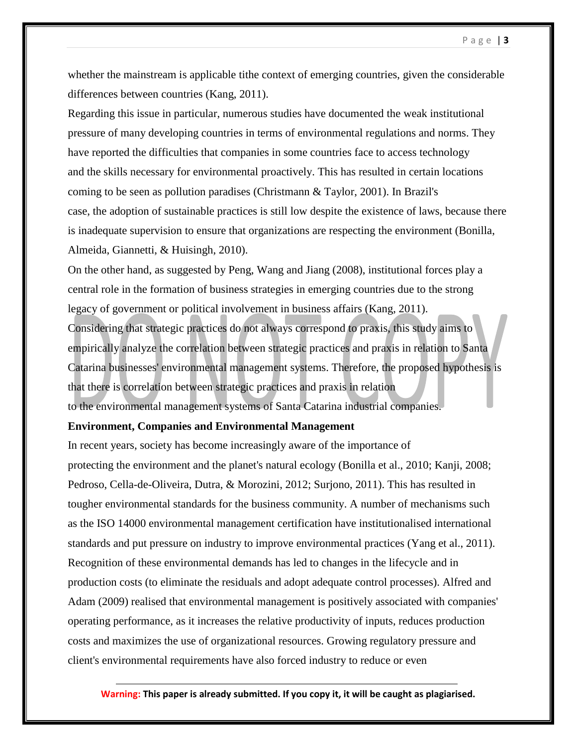whether the mainstream is applicable tithe context of emerging countries, given the considerable differences between countries (Kang, 2011).

Regarding this issue in particular, numerous studies have documented the weak institutional pressure of many developing countries in terms of environmental regulations and norms. They have reported the difficulties that companies in some countries face to access technology and the skills necessary for environmental proactively. This has resulted in certain locations coming to be seen as pollution paradises (Christmann & Taylor, 2001). In Brazil's case, the adoption of sustainable practices is still low despite the existence of laws, because there is inadequate supervision to ensure that organizations are respecting the environment (Bonilla, Almeida, Giannetti, & Huisingh, 2010).

On the other hand, as suggested by Peng, Wang and Jiang (2008), institutional forces play a central role in the formation of business strategies in emerging countries due to the strong legacy of government or political involvement in business affairs (Kang, 2011).

Considering that strategic practices do not always correspond to praxis, this study aims to empirically analyze the correlation between strategic practices and praxis in relation to Santa Catarina businesses' environmental management systems. Therefore, the proposed hypothesis is that there is correlation between strategic practices and praxis in relation to the environmental management systems of Santa Catarina industrial companies.

**Environment, Companies and Environmental Management**

In recent years, society has become increasingly aware of the importance of protecting the environment and the planet's natural ecology (Bonilla et al., 2010; Kanji, 2008; Pedroso, Cella-de-Oliveira, Dutra, & Morozini, 2012; Surjono, 2011). This has resulted in tougher environmental standards for the business community. A number of mechanisms such as the ISO 14000 environmental management certification have institutionalised international standards and put pressure on industry to improve environmental practices (Yang et al., 2011). Recognition of these environmental demands has led to changes in the lifecycle and in production costs (to eliminate the residuals and adopt adequate control processes). Alfred and Adam (2009) realised that environmental management is positively associated with companies' operating performance, as it increases the relative productivity of inputs, reduces production costs and maximizes the use of organizational resources. Growing regulatory pressure and client's environmental requirements have also forced industry to reduce or even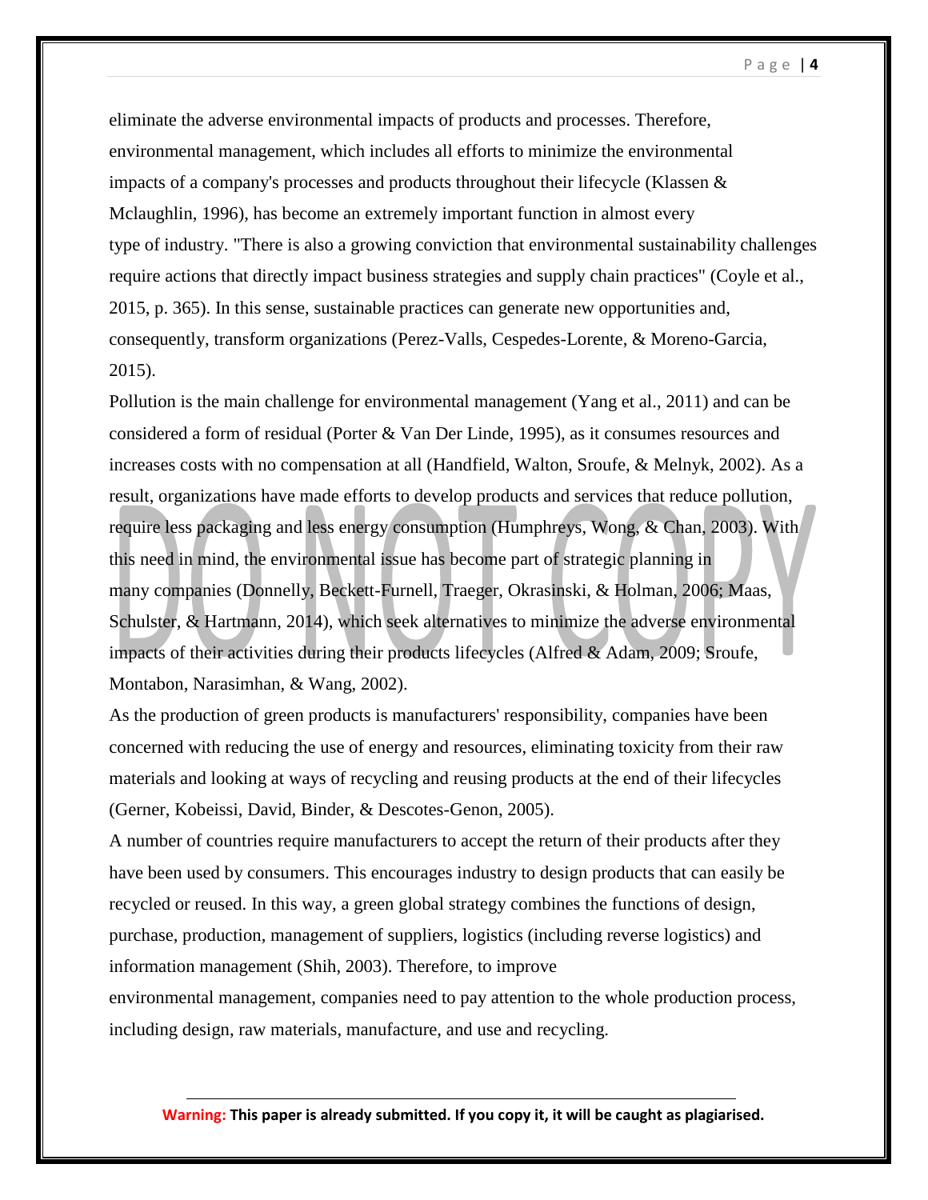eliminate the adverse environmental impacts of products and processes. Therefore, environmental management, which includes all efforts to minimize the environmental impacts of a company's processes and products throughout their lifecycle (Klassen & Mclaughlin, 1996), has become an extremely important function in almost every type of industry. "There is also a growing conviction that environmental sustainability challenges require actions that directly impact business strategies and supply chain practices" (Coyle et al., 2015, p. 365). In this sense, sustainable practices can generate new opportunities and, consequently, transform organizations (Perez-Valls, Cespedes-Lorente, & Moreno-Garcia, 2015).

Pollution is the main challenge for environmental management (Yang et al., 2011) and can be considered a form of residual (Porter & Van Der Linde, 1995), as it consumes resources and increases costs with no compensation at all (Handfield, Walton, Sroufe, & Melnyk, 2002). As a result, organizations have made efforts to develop products and services that reduce pollution, require less packaging and less energy consumption (Humphreys, Wong, & Chan, 2003). With this need in mind, the environmental issue has become part of strategic planning in many companies (Donnelly, Beckett-Furnell, Traeger, Okrasinski, & Holman, 2006; Maas, Schulster, & Hartmann, 2014), which seek alternatives to minimize the adverse environmental impacts of their activities during their products lifecycles (Alfred & Adam, 2009; Sroufe, Montabon, Narasimhan, & Wang, 2002).

As the production of green products is manufacturers' responsibility, companies have been concerned with reducing the use of energy and resources, eliminating toxicity from their raw materials and looking at ways of recycling and reusing products at the end of their lifecycles (Gerner, Kobeissi, David, Binder, & Descotes-Genon, 2005).

A number of countries require manufacturers to accept the return of their products after they have been used by consumers. This encourages industry to design products that can easily be recycled or reused. In this way, a green global strategy combines the functions of design, purchase, production, management of suppliers, logistics (including reverse logistics) and information management (Shih, 2003). Therefore, to improve environmental management, companies need to pay attention to the whole production process, including design, raw materials, manufacture, and use and recycling.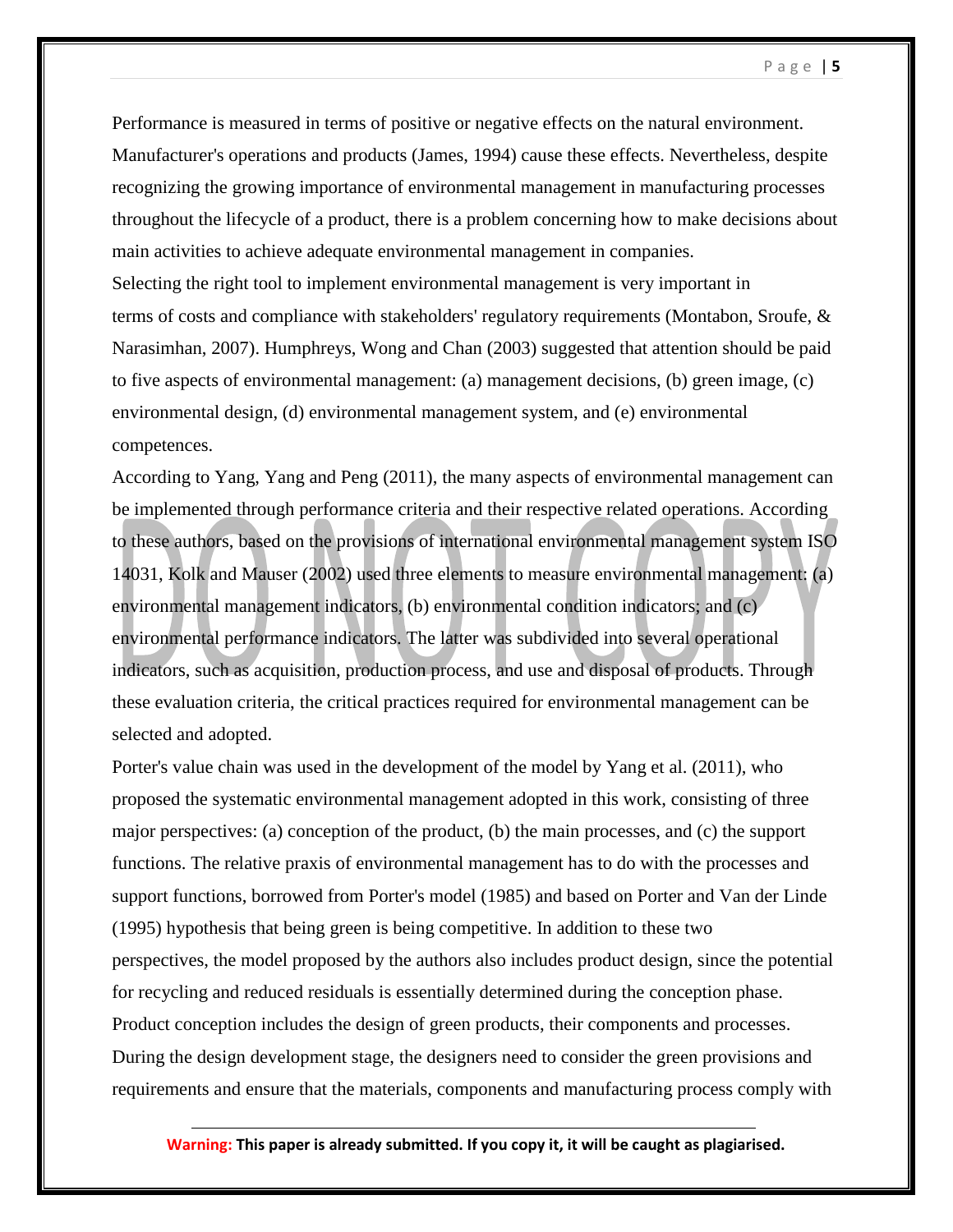Performance is measured in terms of positive or negative effects on the natural environment. Manufacturer's operations and products (James, 1994) cause these effects. Nevertheless, despite recognizing the growing importance of environmental management in manufacturing processes throughout the lifecycle of a product, there is a problem concerning how to make decisions about main activities to achieve adequate environmental management in companies.

Selecting the right tool to implement environmental management is very important in terms of costs and compliance with stakeholders' regulatory requirements (Montabon, Sroufe, & Narasimhan, 2007). Humphreys, Wong and Chan (2003) suggested that attention should be paid to five aspects of environmental management: (a) management decisions, (b) green image, (c) environmental design, (d) environmental management system, and (e) environmental competences.

According to Yang, Yang and Peng (2011), the many aspects of environmental management can be implemented through performance criteria and their respective related operations. According to these authors, based on the provisions of international environmental management system ISO 14031, Kolk and Mauser (2002) used three elements to measure environmental management: (a) environmental management indicators, (b) environmental condition indicators; and (c) environmental performance indicators. The latter was subdivided into several operational indicators, such as acquisition, production process, and use and disposal of products. Through these evaluation criteria, the critical practices required for environmental management can be selected and adopted.

Porter's value chain was used in the development of the model by Yang et al. (2011), who proposed the systematic environmental management adopted in this work, consisting of three major perspectives: (a) conception of the product, (b) the main processes, and (c) the support functions. The relative praxis of environmental management has to do with the processes and support functions, borrowed from Porter's model (1985) and based on Porter and Van der Linde (1995) hypothesis that being green is being competitive. In addition to these two perspectives, the model proposed by the authors also includes product design, since the potential for recycling and reduced residuals is essentially determined during the conception phase. Product conception includes the design of green products, their components and processes. During the design development stage, the designers need to consider the green provisions and requirements and ensure that the materials, components and manufacturing process comply with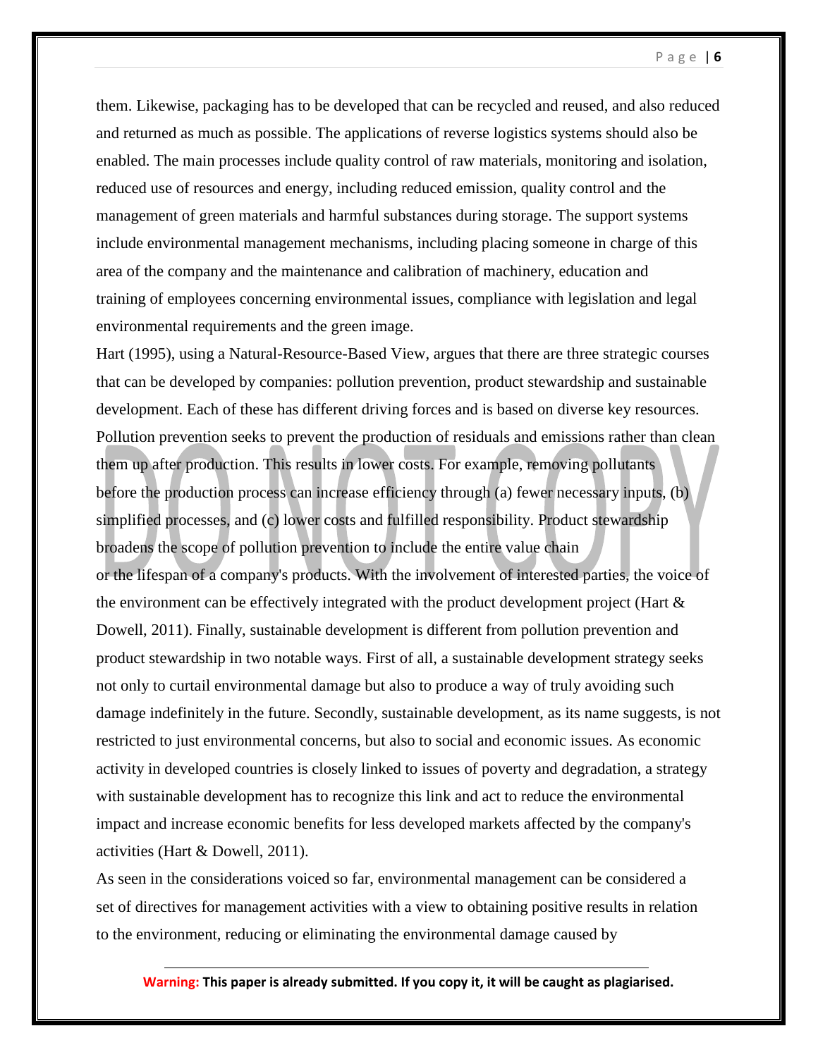them. Likewise, packaging has to be developed that can be recycled and reused, and also reduced and returned as much as possible. The applications of reverse logistics systems should also be enabled. The main processes include quality control of raw materials, monitoring and isolation, reduced use of resources and energy, including reduced emission, quality control and the management of green materials and harmful substances during storage. The support systems include environmental management mechanisms, including placing someone in charge of this area of the company and the maintenance and calibration of machinery, education and training of employees concerning environmental issues, compliance with legislation and legal environmental requirements and the green image.

Hart (1995), using a Natural-Resource-Based View, argues that there are three strategic courses that can be developed by companies: pollution prevention, product stewardship and sustainable development. Each of these has different driving forces and is based on diverse key resources. Pollution prevention seeks to prevent the production of residuals and emissions rather than clean them up after production. This results in lower costs. For example, removing pollutants before the production process can increase efficiency through (a) fewer necessary inputs, (b) simplified processes, and (c) lower costs and fulfilled responsibility. Product stewardship broadens the scope of pollution prevention to include the entire value chain or the lifespan of a company's products. With the involvement of interested parties, the voice of the environment can be effectively integrated with the product development project (Hart & Dowell, 2011). Finally, sustainable development is different from pollution prevention and product stewardship in two notable ways. First of all, a sustainable development strategy seeks not only to curtail environmental damage but also to produce a way of truly avoiding such damage indefinitely in the future. Secondly, sustainable development, as its name suggests, is not restricted to just environmental concerns, but also to social and economic issues. As economic activity in developed countries is closely linked to issues of poverty and degradation, a strategy with sustainable development has to recognize this link and act to reduce the environmental impact and increase economic benefits for less developed markets affected by the company's activities (Hart & Dowell, 2011).

As seen in the considerations voiced so far, environmental management can be considered a set of directives for management activities with a view to obtaining positive results in relation to the environment, reducing or eliminating the environmental damage caused by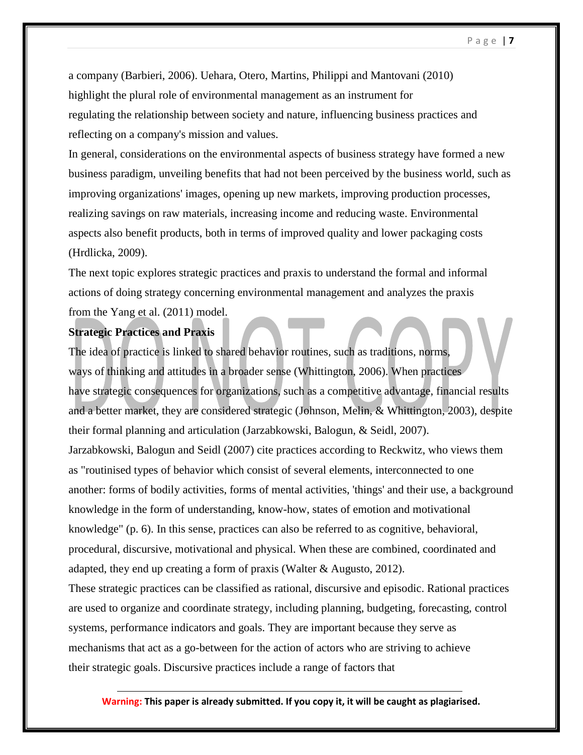a company (Barbieri, 2006). Uehara, Otero, Martins, Philippi and Mantovani (2010) highlight the plural role of environmental management as an instrument for regulating the relationship between society and nature, influencing business practices and reflecting on a company's mission and values.

In general, considerations on the environmental aspects of business strategy have formed a new business paradigm, unveiling benefits that had not been perceived by the business world, such as improving organizations' images, opening up new markets, improving production processes, realizing savings on raw materials, increasing income and reducing waste. Environmental aspects also benefit products, both in terms of improved quality and lower packaging costs (Hrdlicka, 2009).

The next topic explores strategic practices and praxis to understand the formal and informal actions of doing strategy concerning environmental management and analyzes the praxis from the Yang et al. (2011) model.

**Strategic Practices and Praxis**

The idea of practice is linked to shared behavior routines, such as traditions, norms, ways of thinking and attitudes in a broader sense (Whittington, 2006). When practices have strategic consequences for organizations, such as a competitive advantage, financial results and a better market, they are considered strategic (Johnson, Melin, & Whittington, 2003), despite their formal planning and articulation (Jarzabkowski, Balogun, & Seidl, 2007).

Jarzabkowski, Balogun and Seidl (2007) cite practices according to Reckwitz, who views them as "routinised types of behavior which consist of several elements, interconnected to one another: forms of bodily activities, forms of mental activities, 'things' and their use, a background knowledge in the form of understanding, know-how, states of emotion and motivational knowledge" (p. 6). In this sense, practices can also be referred to as cognitive, behavioral, procedural, discursive, motivational and physical. When these are combined, coordinated and adapted, they end up creating a form of praxis (Walter & Augusto, 2012).

These strategic practices can be classified as rational, discursive and episodic. Rational practices are used to organize and coordinate strategy, including planning, budgeting, forecasting, control systems, performance indicators and goals. They are important because they serve as mechanisms that act as a go-between for the action of actors who are striving to achieve their strategic goals. Discursive practices include a range of factors that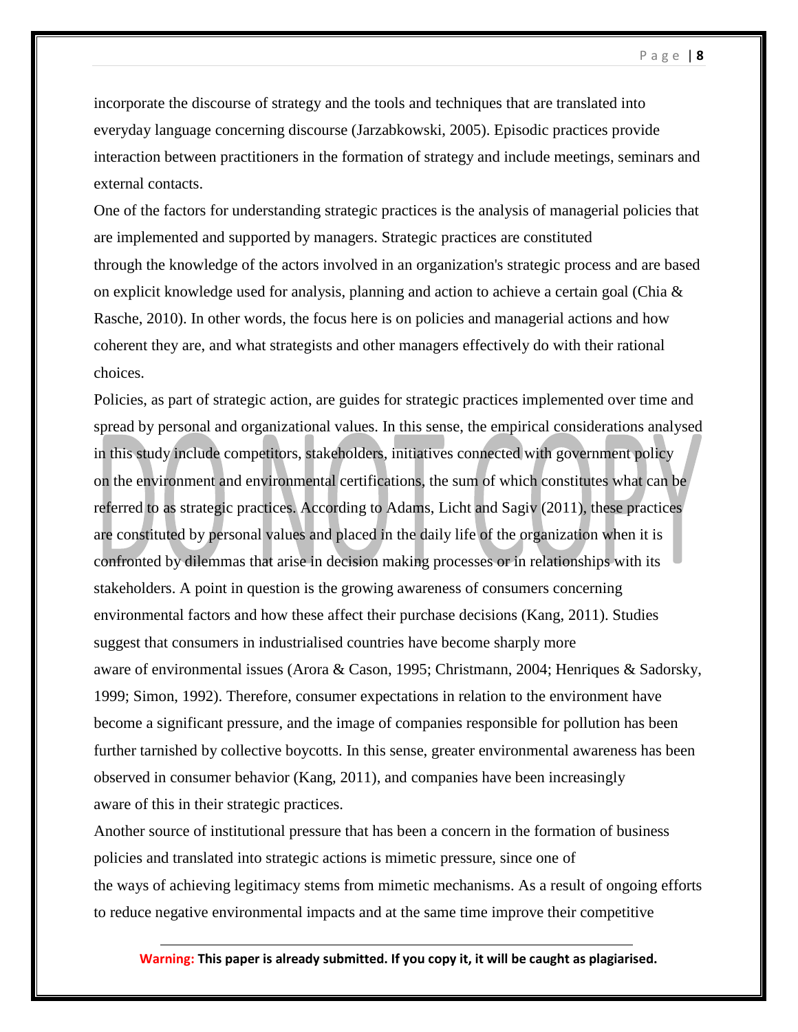incorporate the discourse of strategy and the tools and techniques that are translated into everyday language concerning discourse (Jarzabkowski, 2005). Episodic practices provide interaction between practitioners in the formation of strategy and include meetings, seminars and external contacts.

One of the factors for understanding strategic practices is the analysis of managerial policies that are implemented and supported by managers. Strategic practices are constituted through the knowledge of the actors involved in an organization's strategic process and are based on explicit knowledge used for analysis, planning and action to achieve a certain goal (Chia & Rasche, 2010). In other words, the focus here is on policies and managerial actions and how coherent they are, and what strategists and other managers effectively do with their rational choices.

Policies, as part of strategic action, are guides for strategic practices implemented over time and spread by personal and organizational values. In this sense, the empirical considerations analysed in this study include competitors, stakeholders, initiatives connected with government policy on the environment and environmental certifications, the sum of which constitutes what can be referred to as strategic practices. According to Adams, Licht and Sagiv (2011), these practices are constituted by personal values and placed in the daily life of the organization when it is confronted by dilemmas that arise in decision making processes or in relationships with its stakeholders. A point in question is the growing awareness of consumers concerning environmental factors and how these affect their purchase decisions (Kang, 2011). Studies suggest that consumers in industrialised countries have become sharply more aware of environmental issues (Arora & Cason, 1995; Christmann, 2004; Henriques & Sadorsky, 1999; Simon, 1992). Therefore, consumer expectations in relation to the environment have become a significant pressure, and the image of companies responsible for pollution has been further tarnished by collective boycotts. In this sense, greater environmental awareness has been observed in consumer behavior (Kang, 2011), and companies have been increasingly aware of this in their strategic practices.

Another source of institutional pressure that has been a concern in the formation of business policies and translated into strategic actions is mimetic pressure, since one of the ways of achieving legitimacy stems from mimetic mechanisms. As a result of ongoing efforts to reduce negative environmental impacts and at the same time improve their competitive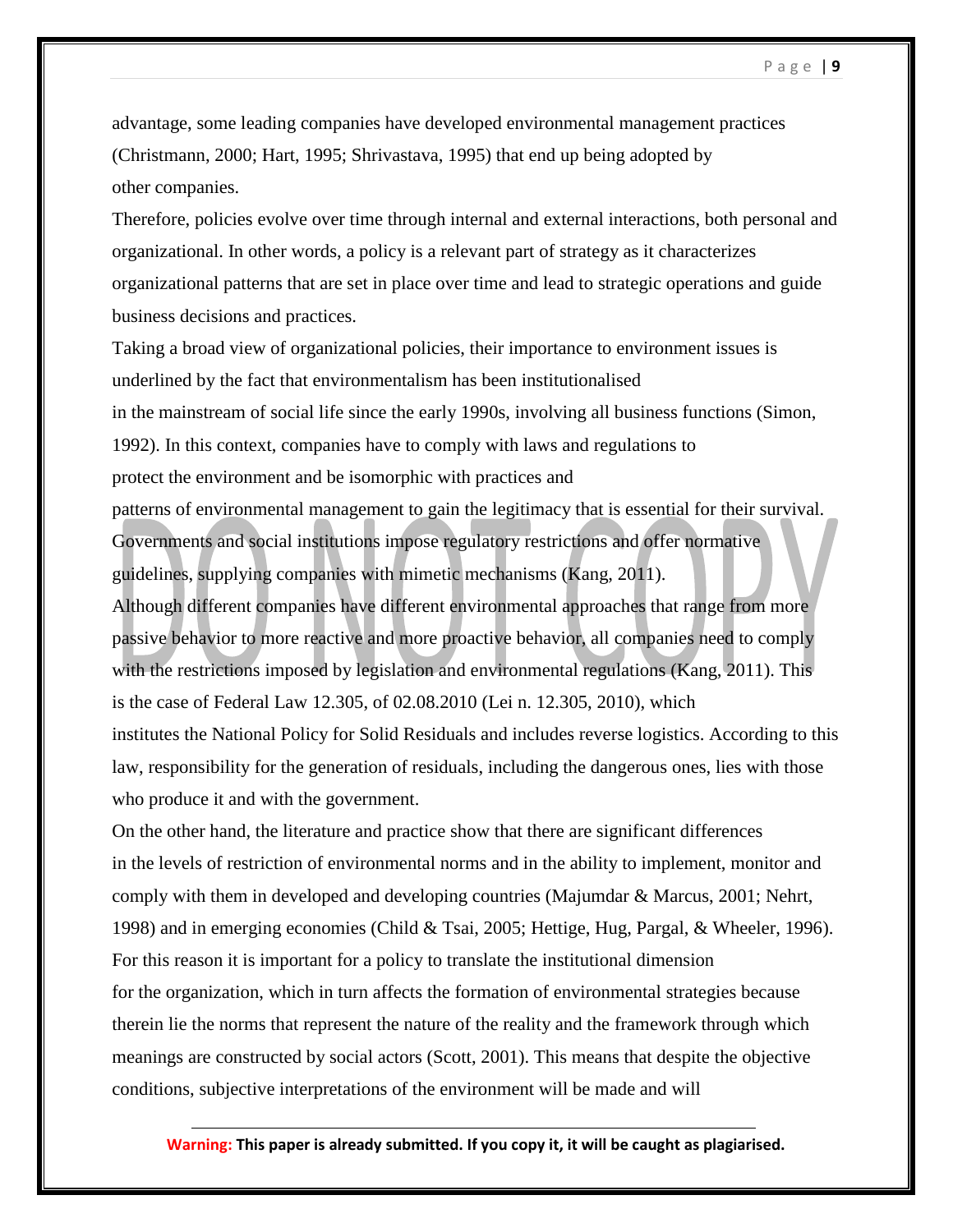advantage, some leading companies have developed environmental management practices (Christmann, 2000; Hart, 1995; Shrivastava, 1995) that end up being adopted by other companies.

Therefore, policies evolve over time through internal and external interactions, both personal and organizational. In other words, a policy is a relevant part of strategy as it characterizes organizational patterns that are set in place over time and lead to strategic operations and guide business decisions and practices.

Taking a broad view of organizational policies, their importance to environment issues is underlined by the fact that environmentalism has been institutionalised in the mainstream of social life since the early 1990s, involving all business functions (Simon, 1992). In this context, companies have to comply with laws and regulations to protect the environment and be isomorphic with practices and patterns of environmental management to gain the legitimacy that is essential for their survival. Governments and social institutions impose regulatory restrictions and offer normative guidelines, supplying companies with mimetic mechanisms (Kang, 2011).

Although different companies have different environmental approaches that range from more passive behavior to more reactive and more proactive behavior, all companies need to comply with the restrictions imposed by legislation and environmental regulations (Kang, 2011). This is the case of Federal Law 12.305, of 02.08.2010 (Lei n. 12.305, 2010), which institutes the National Policy for Solid Residuals and includes reverse logistics. According to this law, responsibility for the generation of residuals, including the dangerous ones, lies with those who produce it and with the government.

On the other hand, the literature and practice show that there are significant differences in the levels of restriction of environmental norms and in the ability to implement, monitor and comply with them in developed and developing countries (Majumdar & Marcus, 2001; Nehrt, 1998) and in emerging economies (Child & Tsai, 2005; Hettige, Hug, Pargal, & Wheeler, 1996). For this reason it is important for a policy to translate the institutional dimension for the organization, which in turn affects the formation of environmental strategies because therein lie the norms that represent the nature of the reality and the framework through which meanings are constructed by social actors (Scott, 2001). This means that despite the objective conditions, subjective interpretations of the environment will be made and will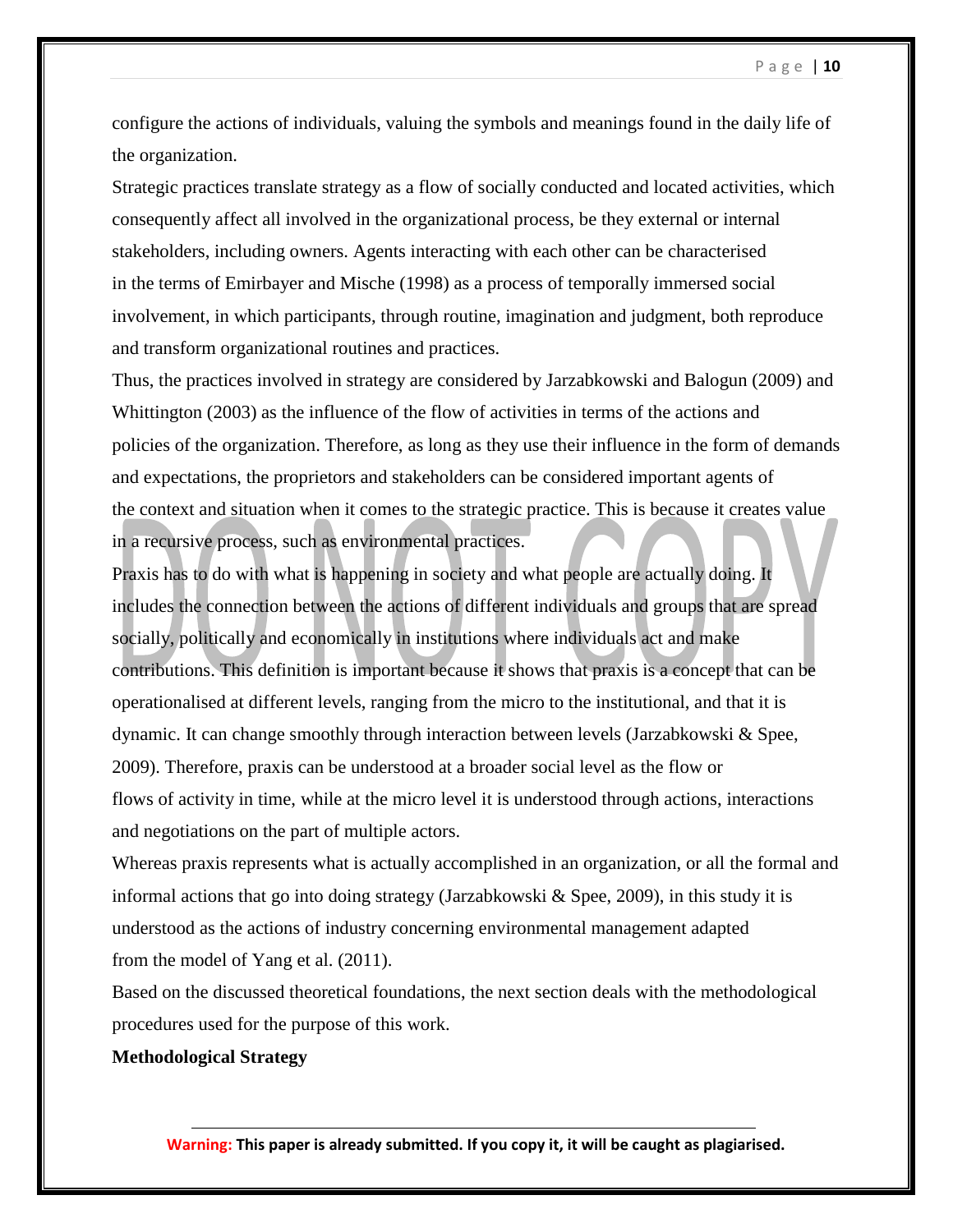configure the actions of individuals, valuing the symbols and meanings found in the daily life of the organization.

Strategic practices translate strategy as a flow of socially conducted and located activities, which consequently affect all involved in the organizational process, be they external or internal stakeholders, including owners. Agents interacting with each other can be characterised in the terms of Emirbayer and Mische (1998) as a process of temporally immersed social involvement, in which participants, through routine, imagination and judgment, both reproduce and transform organizational routines and practices.

Thus, the practices involved in strategy are considered by Jarzabkowski and Balogun (2009) and Whittington (2003) as the influence of the flow of activities in terms of the actions and policies of the organization. Therefore, as long as they use their influence in the form of demands and expectations, the proprietors and stakeholders can be considered important agents of the context and situation when it comes to the strategic practice. This is because it creates value in a recursive process, such as environmental practices.

Praxis has to do with what is happening in society and what people are actually doing. It includes the connection between the actions of different individuals and groups that are spread socially, politically and economically in institutions where individuals act and make contributions. This definition is important because it shows that praxis is a concept that can be operationalised at different levels, ranging from the micro to the institutional, and that it is dynamic. It can change smoothly through interaction between levels (Jarzabkowski & Spee, 2009). Therefore, praxis can be understood at a broader social level as the flow or flows of activity in time, while at the micro level it is understood through actions, interactions and negotiations on the part of multiple actors.

Whereas praxis represents what is actually accomplished in an organization, or all the formal and informal actions that go into doing strategy (Jarzabkowski & Spee, 2009), in this study it is understood as the actions of industry concerning environmental management adapted from the model of Yang et al. (2011).

Based on the discussed theoretical foundations, the next section deals with the methodological procedures used for the purpose of this work.

**Methodological Strategy**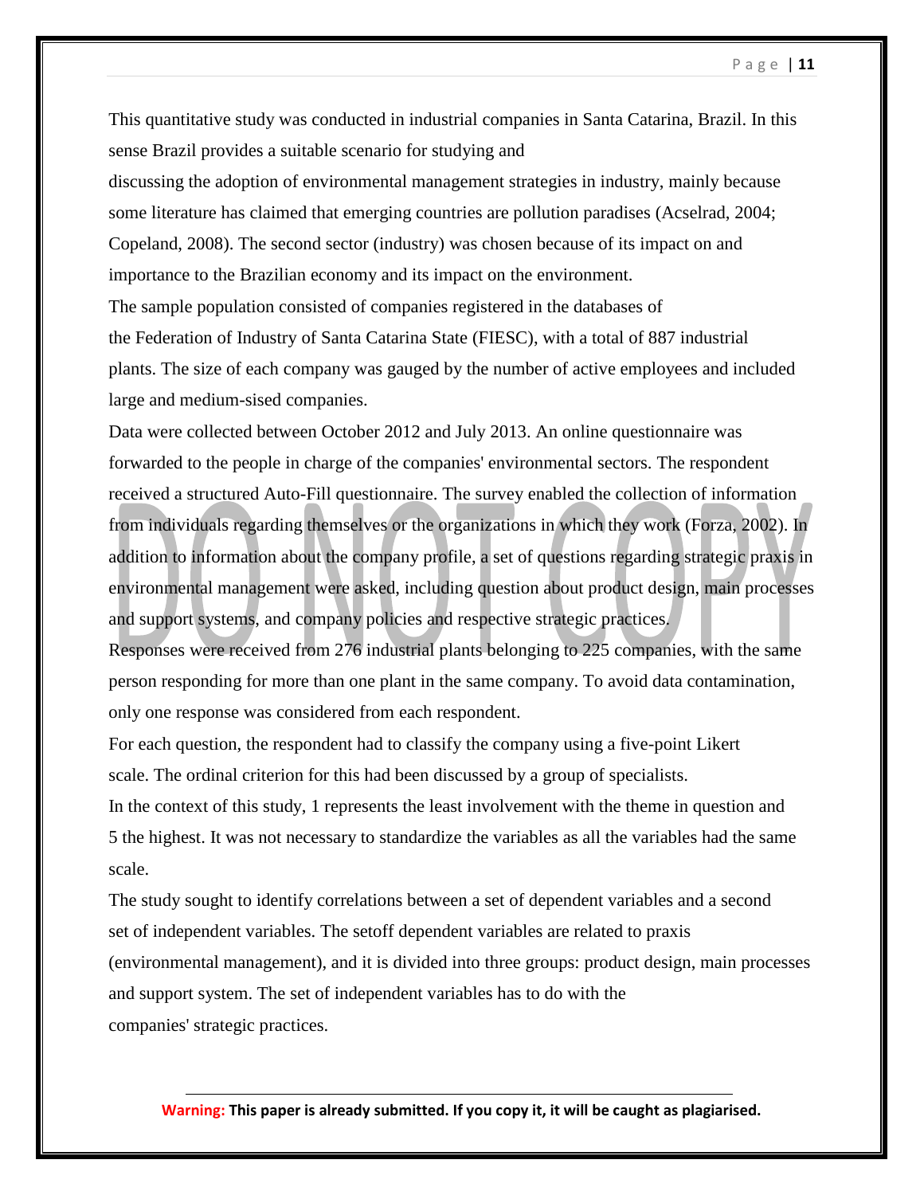This quantitative study was conducted in industrial companies in Santa Catarina, Brazil. In this sense Brazil provides a suitable scenario for studying and

discussing the adoption of environmental management strategies in industry, mainly because some literature has claimed that emerging countries are pollution paradises (Acselrad, 2004; Copeland, 2008). The second sector (industry) was chosen because of its impact on and importance to the Brazilian economy and its impact on the environment.

The sample population consisted of companies registered in the databases of the Federation of Industry of Santa Catarina State (FIESC), with a total of 887 industrial plants. The size of each company was gauged by the number of active employees and included large and medium-sised companies.

Data were collected between October 2012 and July 2013. An online questionnaire was forwarded to the people in charge of the companies' environmental sectors. The respondent received a structured Auto-Fill questionnaire. The survey enabled the collection of information from individuals regarding themselves or the organizations in which they work (Forza, 2002). In addition to information about the company profile, a set of questions regarding strategic praxis in environmental management were asked, including question about product design, main processes and support systems, and company policies and respective strategic practices.

Responses were received from 276 industrial plants belonging to 225 companies, with the same person responding for more than one plant in the same company. To avoid data contamination, only one response was considered from each respondent.

For each question, the respondent had to classify the company using a five-point Likert scale. The ordinal criterion for this had been discussed by a group of specialists.

In the context of this study, 1 represents the least involvement with the theme in question and 5 the highest. It was not necessary to standardize the variables as all the variables had the same scale.

The study sought to identify correlations between a set of dependent variables and a second set of independent variables. The setoff dependent variables are related to praxis (environmental management), and it is divided into three groups: product design, main processes and support system. The set of independent variables has to do with the companies' strategic practices.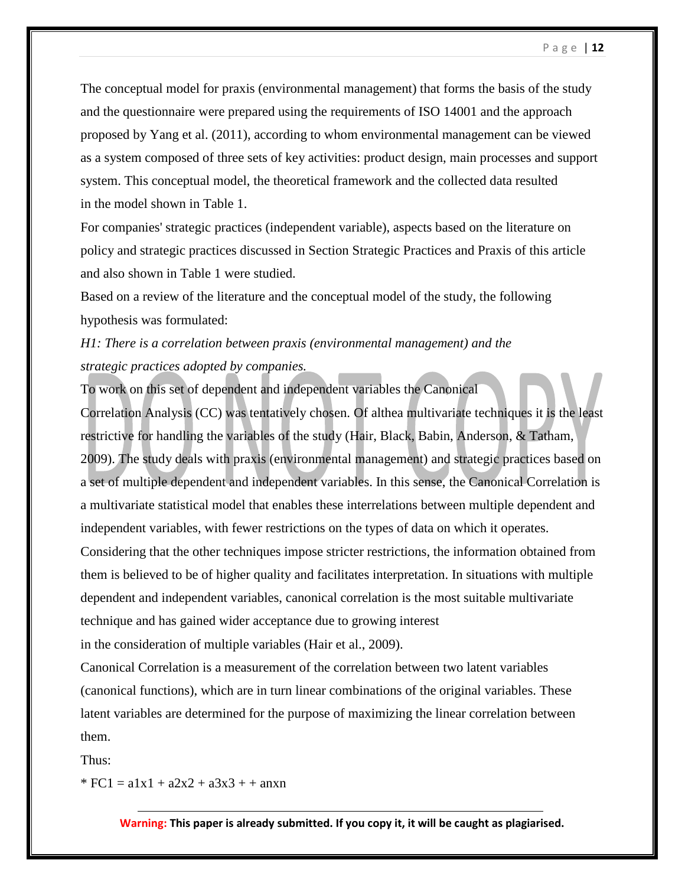The conceptual model for praxis (environmental management) that forms the basis of the study and the questionnaire were prepared using the requirements of ISO 14001 and the approach proposed by Yang et al. (2011), according to whom environmental management can be viewed as a system composed of three sets of key activities: product design, main processes and support system. This conceptual model, the theoretical framework and the collected data resulted in the model shown in Table 1.

For companies' strategic practices (independent variable), aspects based on the literature on policy and strategic practices discussed in Section Strategic Practices and Praxis of this article and also shown in Table 1 were studied.

Based on a review of the literature and the conceptual model of the study, the following hypothesis was formulated:

*H1: There is a correlation between praxis (environmental management) and the strategic practices adopted by companies.*

To work on this set of dependent and independent variables the Canonical Correlation Analysis (CC) was tentatively chosen. Of althea multivariate techniques it is the least restrictive for handling the variables of the study (Hair, Black, Babin, Anderson, & Tatham, 2009). The study deals with praxis (environmental management) and strategic practices based on a set of multiple dependent and independent variables. In this sense, the Canonical Correlation is a multivariate statistical model that enables these interrelations between multiple dependent and independent variables, with fewer restrictions on the types of data on which it operates. Considering that the other techniques impose stricter restrictions, the information obtained from them is believed to be of higher quality and facilitates interpretation. In situations with multiple dependent and independent variables, canonical correlation is the most suitable multivariate technique and has gained wider acceptance due to growing interest in the consideration of multiple variables (Hair et al., 2009).

Canonical Correlation is a measurement of the correlation between two latent variables (canonical functions), which are in turn linear combinations of the original variables. These latent variables are determined for the purpose of maximizing the linear correlation between them.

Thus:

* $FC1 = a_1x_1 + a_2x_2 + a_3x_3 + \ + a_nx_n$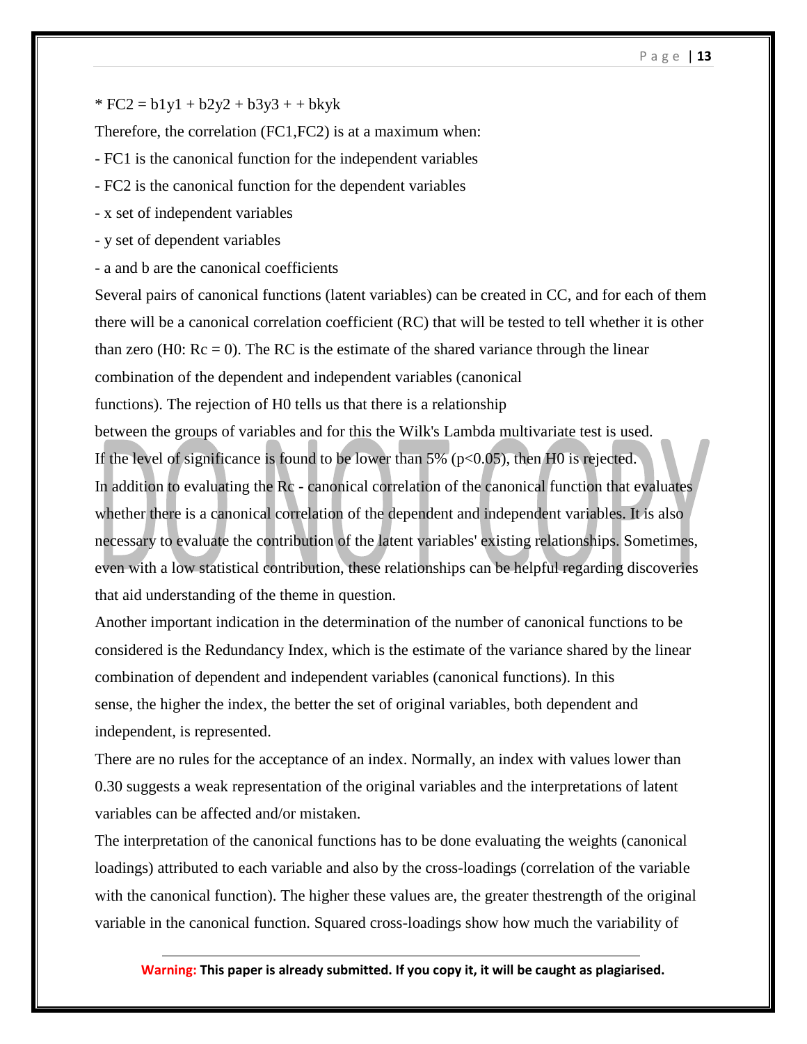* $FC2 = b1y1 + b2y2 + b3y3 + + bkyk$

Therefore, the correlation (FC1,FC2) is at a maximum when:

- FC1 is the canonical function for the independent variables
- FC2 is the canonical function for the dependent variables
- x set of independent variables
- y set of dependent variables
- a and b are the canonical coefficients

Several pairs of canonical functions (latent variables) can be created in CC, and for each of them there will be a canonical correlation coefficient (RC) that will be tested to tell whether it is other than zero (H0: $Rc = 0$). The RC is the estimate of the shared variance through the linear combination of the dependent and independent variables (canonical functions). The rejection of H0 tells us that there is a relationship between the groups of variables and for this the Wilk's Lambda multivariate test is used. If the level of significance is found to be lower than 5% ($p<0.05$), then H0 is rejected.

In addition to evaluating the Rc - canonical correlation of the canonical function that evaluates whether there is a canonical correlation of the dependent and independent variables. It is also necessary to evaluate the contribution of the latent variables' existing relationships. Sometimes, even with a low statistical contribution, these relationships can be helpful regarding discoveries that aid understanding of the theme in question.

Another important indication in the determination of the number of canonical functions to be considered is the Redundancy Index, which is the estimate of the variance shared by the linear combination of dependent and independent variables (canonical functions). In this sense, the higher the index, the better the set of original variables, both dependent and independent, is represented.

There are no rules for the acceptance of an index. Normally, an index with values lower than 0.30 suggests a weak representation of the original variables and the interpretations of latent variables can be affected and/or mistaken.

The interpretation of the canonical functions has to be done evaluating the weights (canonical loadings) attributed to each variable and also by the cross-loadings (correlation of the variable with the canonical function). The higher these values are, the greater thestrength of the original variable in the canonical function. Squared cross-loadings show how much the variability of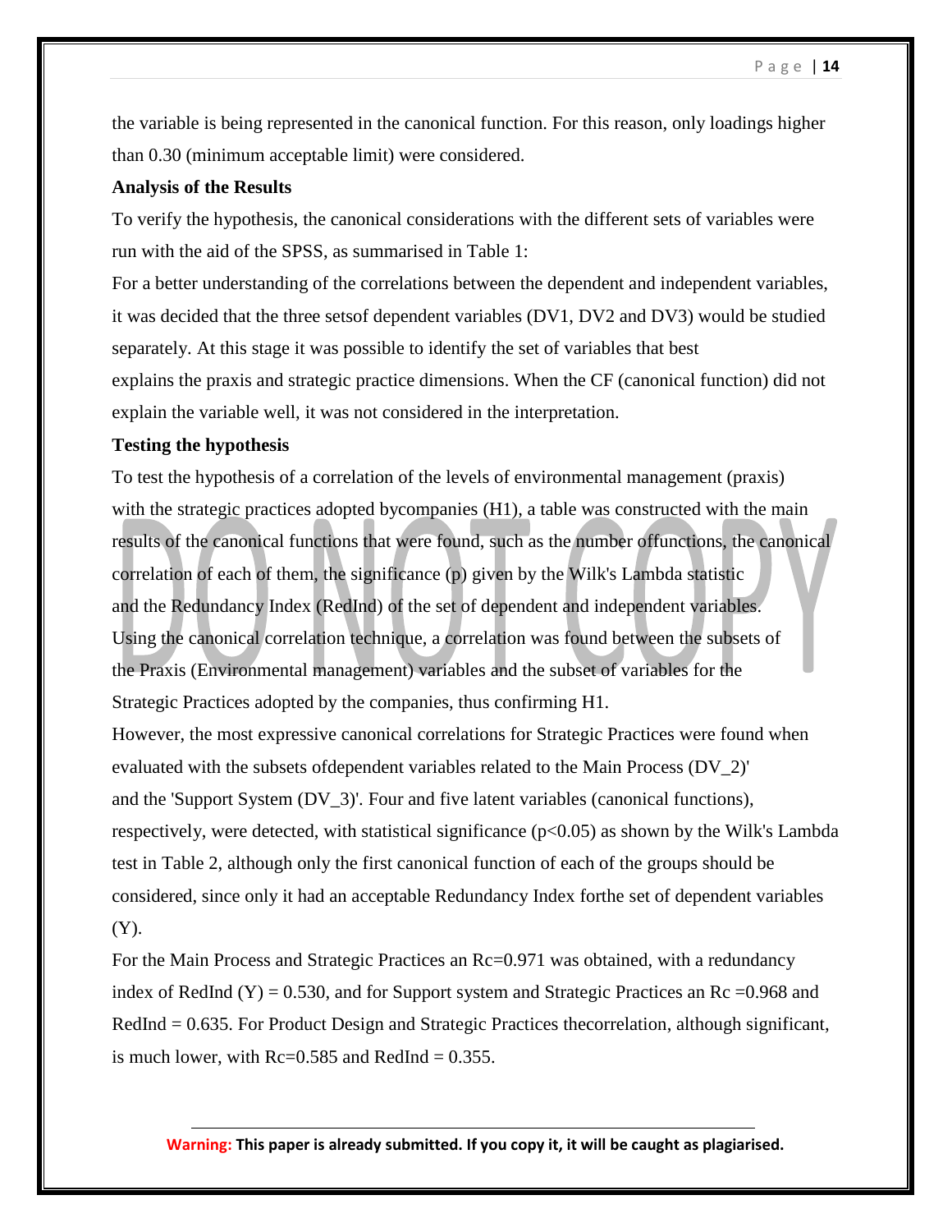the variable is being represented in the canonical function. For this reason, only loadings higher than 0.30 (minimum acceptable limit) were considered.

**Analysis of the Results**

To verify the hypothesis, the canonical considerations with the different sets of variables were run with the aid of the SPSS, as summarised in Table 1:

For a better understanding of the correlations between the dependent and independent variables, it was decided that the three setsof dependent variables (DV1, DV2 and DV3) would be studied separately. At this stage it was possible to identify the set of variables that best explains the praxis and strategic practice dimensions. When the CF (canonical function) did not explain the variable well, it was not considered in the interpretation.

**Testing the hypothesis**

To test the hypothesis of a correlation of the levels of environmental management (praxis) with the strategic practices adopted bycompanies (H1), a table was constructed with the main results of the canonical functions that were found, such as the number offunctions, the canonical correlation of each of them, the significance (p) given by the Wilk's Lambda statistic and the Redundancy Index (RedInd) of the set of dependent and independent variables.

Using the canonical correlation technique, a correlation was found between the subsets of the Praxis (Environmental management) variables and the subset of variables for the Strategic Practices adopted by the companies, thus confirming H1.

However, the most expressive canonical correlations for Strategic Practices were found when evaluated with the subsets ofdependent variables related to the Main Process (DV_2)' and the 'Support System (DV_3)'. Four and five latent variables (canonical functions), respectively, were detected, with statistical significance ($p<0.05$) as shown by the Wilk's Lambda test in Table 2, although only the first canonical function of each of the groups should be considered, since only it had an acceptable Redundancy Index forthe set of dependent variables (Y).

For the Main Process and Strategic Practices an $Rc=0.971$ was obtained, with a redundancy index of RedInd $(Y) = 0.530$, and for Support system and Strategic Practices an $Rc = 0.968$ and RedInd $= 0.635$. For Product Design and Strategic Practices thecorrelation, although significant, is much lower, with $Rc=0.585$ and RedInd $= 0.355$.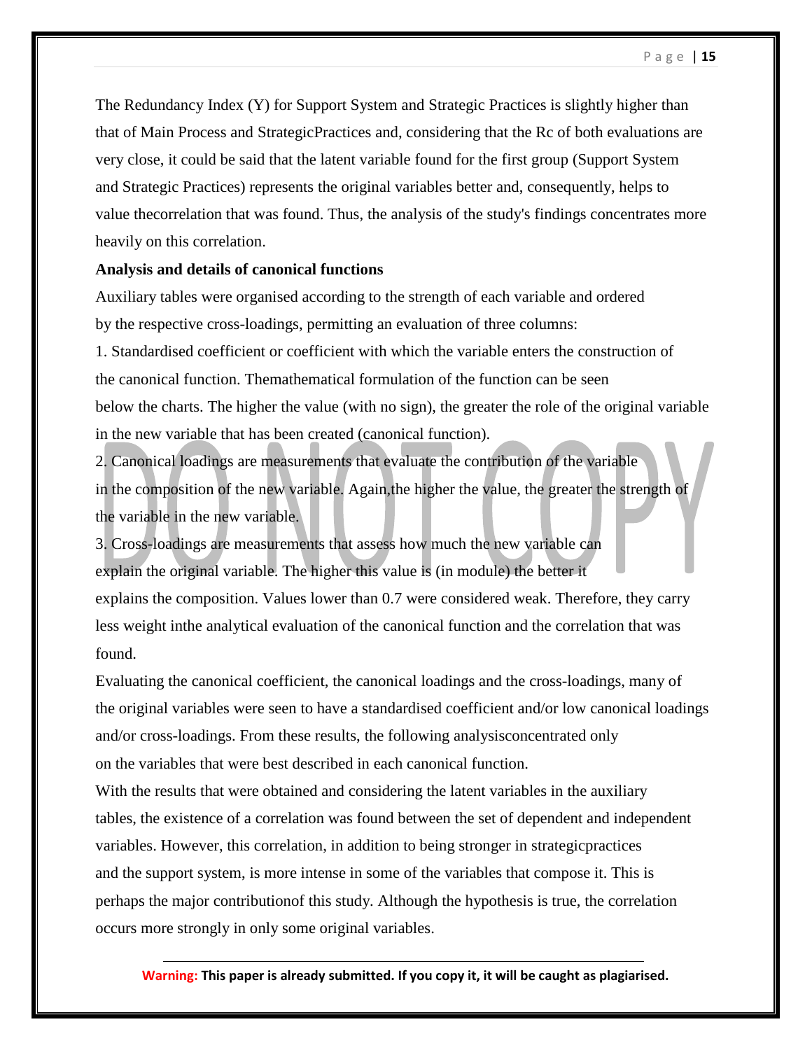The Redundancy Index (Y) for Support System and Strategic Practices is slightly higher than that of Main Process and StrategicPractices and, considering that the Rc of both evaluations are very close, it could be said that the latent variable found for the first group (Support System and Strategic Practices) represents the original variables better and, consequently, helps to value thecorrelation that was found. Thus, the analysis of the study's findings concentrates more heavily on this correlation.

**Analysis and details of canonical functions**

Auxiliary tables were organised according to the strength of each variable and ordered by the respective cross-loadings, permitting an evaluation of three columns:

1. Standardised coefficient or coefficient with which the variable enters the construction of the canonical function. Themathematical formulation of the function can be seen below the charts. The higher the value (with no sign), the greater the role of the original variable in the new variable that has been created (canonical function).
2. Canonical loadings are measurements that evaluate the contribution of the variable in the composition of the new variable. Again,the higher the value, the greater the strength of the variable in the new variable.
3. Cross-loadings are measurements that assess how much the new variable can explain the original variable. The higher this value is (in module) the better it explains the composition. Values lower than 0.7 were considered weak. Therefore, they carry less weight inthe analytical evaluation of the canonical function and the correlation that was found.

Evaluating the canonical coefficient, the canonical loadings and the cross-loadings, many of the original variables were seen to have a standardised coefficient and/or low canonical loadings and/or cross-loadings. From these results, the following analysisconcentrated only on the variables that were best described in each canonical function.

With the results that were obtained and considering the latent variables in the auxiliary tables, the existence of a correlation was found between the set of dependent and independent variables. However, this correlation, in addition to being stronger in strategicpractices and the support system, is more intense in some of the variables that compose it. This is perhaps the major contributionof this study. Although the hypothesis is true, the correlation occurs more strongly in only some original variables.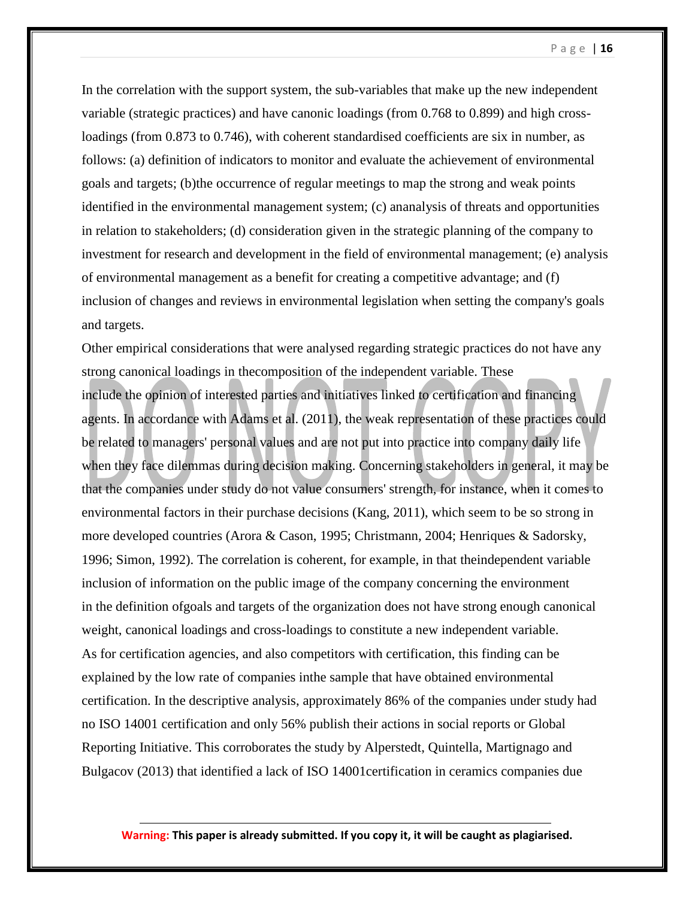In the correlation with the support system, the sub-variables that make up the new independent variable (strategic practices) and have canonic loadings (from 0.768 to 0.899) and high cross-loadings (from 0.873 to 0.746), with coherent standardised coefficients are six in number, as follows: (a) definition of indicators to monitor and evaluate the achievement of environmental goals and targets; (b)the occurrence of regular meetings to map the strong and weak points identified in the environmental management system; (c) ananalysis of threats and opportunities in relation to stakeholders; (d) consideration given in the strategic planning of the company to investment for research and development in the field of environmental management; (e) analysis of environmental management as a benefit for creating a competitive advantage; and (f) inclusion of changes and reviews in environmental legislation when setting the company's goals and targets.

Other empirical considerations that were analysed regarding strategic practices do not have any strong canonical loadings in thecomposition of the independent variable. These include the opinion of interested parties and initiatives linked to certification and financing agents. In accordance with Adams et al. (2011), the weak representation of these practices could be related to managers' personal values and are not put into practice into company daily life when they face dilemmas during decision making. Concerning stakeholders in general, it may be that the companies under study do not value consumers' strength, for instance, when it comes to environmental factors in their purchase decisions (Kang, 2011), which seem to be so strong in more developed countries (Arora & Cason, 1995; Christmann, 2004; Henriques & Sadorsky, 1996; Simon, 1992). The correlation is coherent, for example, in that theindependent variable inclusion of information on the public image of the company concerning the environment in the definition ofgoals and targets of the organization does not have strong enough canonical weight, canonical loadings and cross-loadings to constitute a new independent variable. As for certification agencies, and also competitors with certification, this finding can be explained by the low rate of companies inthe sample that have obtained environmental certification. In the descriptive analysis, approximately 86% of the companies under study had no ISO 14001 certification and only 56% publish their actions in social reports or Global Reporting Initiative. This corroborates the study by Alperstedt, Quintella, Martignago and Bulgacov (2013) that identified a lack of ISO 14001certification in ceramics companies due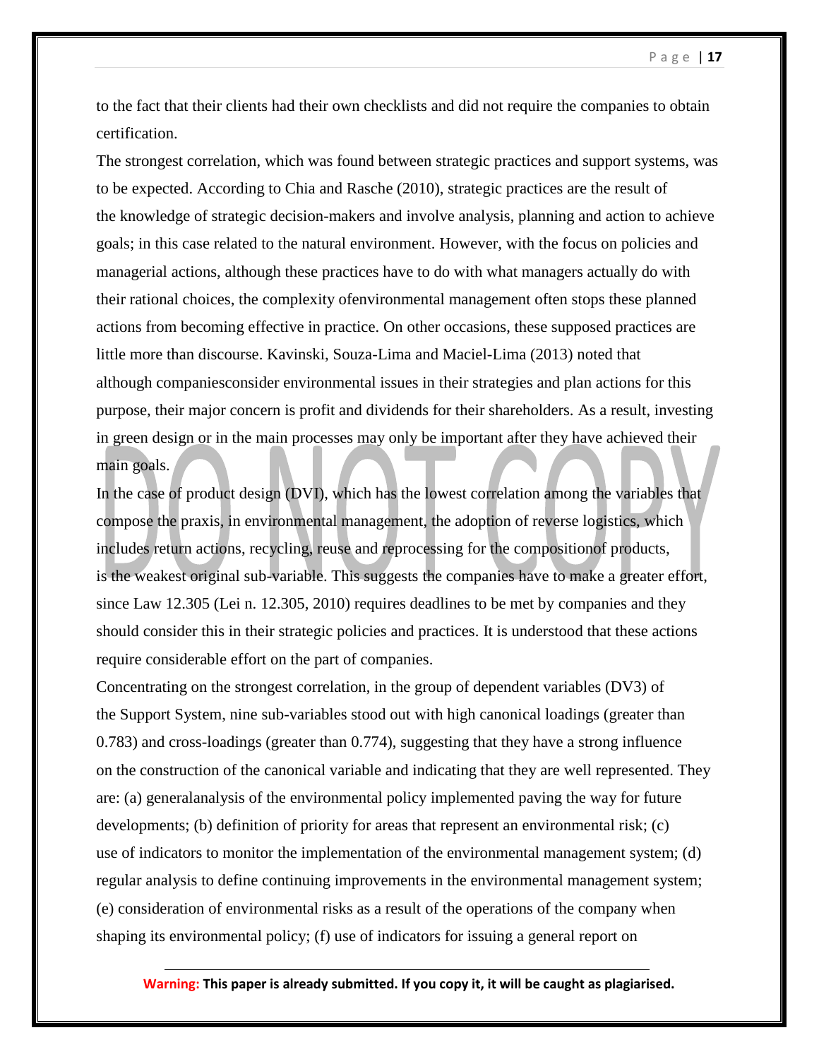to the fact that their clients had their own checklists and did not require the companies to obtain certification.

The strongest correlation, which was found between strategic practices and support systems, was to be expected. According to Chia and Rasche (2010), strategic practices are the result of the knowledge of strategic decision-makers and involve analysis, planning and action to achieve goals; in this case related to the natural environment. However, with the focus on policies and managerial actions, although these practices have to do with what managers actually do with their rational choices, the complexity ofenvironmental management often stops these planned actions from becoming effective in practice. On other occasions, these supposed practices are little more than discourse. Kavinski, Souza-Lima and Maciel-Lima (2013) noted that although companiesconsider environmental issues in their strategies and plan actions for this purpose, their major concern is profit and dividends for their shareholders. As a result, investing in green design or in the main processes may only be important after they have achieved their main goals.

In the case of product design (DVI), which has the lowest correlation among the variables that compose the praxis, in environmental management, the adoption of reverse logistics, which includes return actions, recycling, reuse and reprocessing for the compositionof products, is the weakest original sub-variable. This suggests the companies have to make a greater effort, since Law 12.305 (Lei n. 12.305, 2010) requires deadlines to be met by companies and they should consider this in their strategic policies and practices. It is understood that these actions require considerable effort on the part of companies.

Concentrating on the strongest correlation, in the group of dependent variables (DV3) of the Support System, nine sub-variables stood out with high canonical loadings (greater than 0.783) and cross-loadings (greater than 0.774), suggesting that they have a strong influence on the construction of the canonical variable and indicating that they are well represented. They are: (a) generalanalysis of the environmental policy implemented paving the way for future developments; (b) definition of priority for areas that represent an environmental risk; (c) use of indicators to monitor the implementation of the environmental management system; (d) regular analysis to define continuing improvements in the environmental management system; (e) consideration of environmental risks as a result of the operations of the company when shaping its environmental policy; (f) use of indicators for issuing a general report on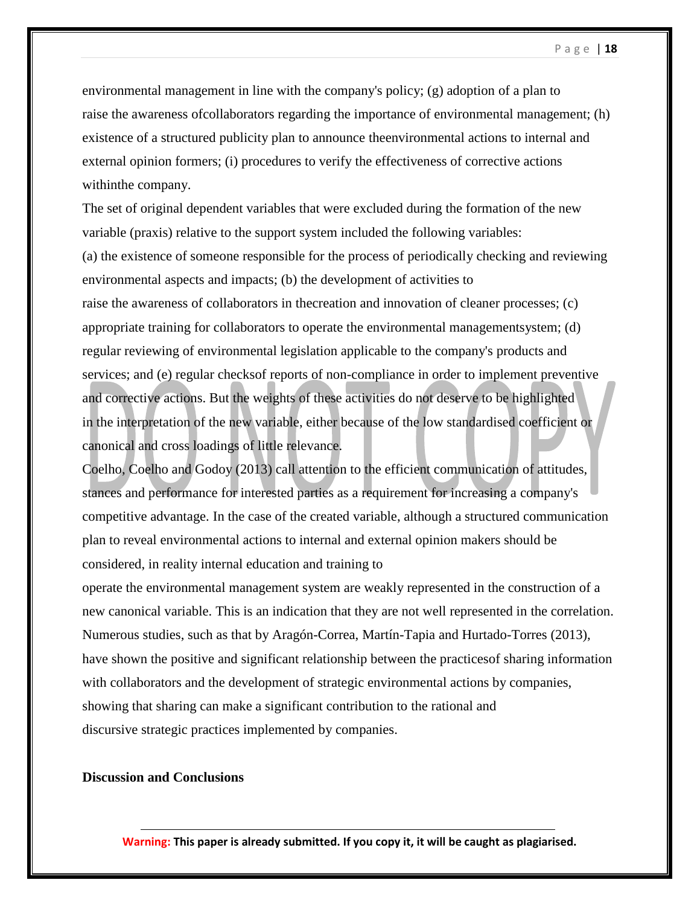environmental management in line with the company's policy; (g) adoption of a plan to raise the awareness ofcollaborators regarding the importance of environmental management; (h) existence of a structured publicity plan to announce theenvironmental actions to internal and external opinion formers; (i) procedures to verify the effectiveness of corrective actions withinthe company.

The set of original dependent variables that were excluded during the formation of the new variable (praxis) relative to the support system included the following variables:

(a) the existence of someone responsible for the process of periodically checking and reviewing environmental aspects and impacts; (b) the development of activities to raise the awareness of collaborators in thecreation and innovation of cleaner processes; (c) appropriate training for collaborators to operate the environmental managementsystem; (d) regular reviewing of environmental legislation applicable to the company's products and services; and (e) regular checksof reports of non-compliance in order to implement preventive and corrective actions. But the weights of these activities do not deserve to be highlighted in the interpretation of the new variable, either because of the low standardised coefficient or canonical and cross loadings of little relevance.

Coelho, Coelho and Godoy (2013) call attention to the efficient communication of attitudes, stances and performance for interested parties as a requirement for increasing a company's competitive advantage. In the case of the created variable, although a structured communication plan to reveal environmental actions to internal and external opinion makers should be considered, in reality internal education and training to operate the environmental management system are weakly represented in the construction of a new canonical variable. This is an indication that they are not well represented in the correlation. Numerous studies, such as that by Aragón-Correa, Martín-Tapia and Hurtado-Torres (2013), have shown the positive and significant relationship between the practicesof sharing information with collaborators and the development of strategic environmental actions by companies, showing that sharing can make a significant contribution to the rational and discursive strategic practices implemented by companies.

**Discussion and Conclusions**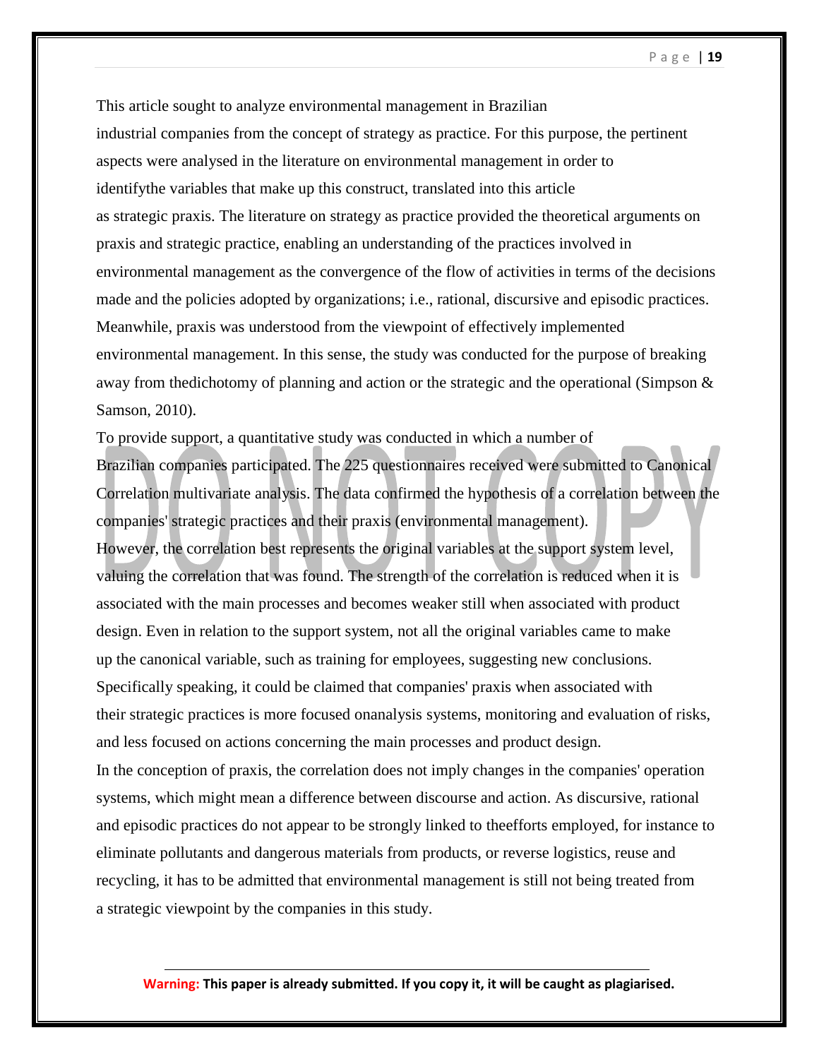This article sought to analyze environmental management in Brazilian industrial companies from the concept of strategy as practice. For this purpose, the pertinent aspects were analysed in the literature on environmental management in order to identifythe variables that make up this construct, translated into this article as strategic praxis. The literature on strategy as practice provided the theoretical arguments on praxis and strategic practice, enabling an understanding of the practices involved in environmental management as the convergence of the flow of activities in terms of the decisions made and the policies adopted by organizations; i.e., rational, discursive and episodic practices. Meanwhile, praxis was understood from the viewpoint of effectively implemented environmental management. In this sense, the study was conducted for the purpose of breaking away from thedichotomy of planning and action or the strategic and the operational (Simpson & Samson, 2010).

To provide support, a quantitative study was conducted in which a number of Brazilian companies participated. The 225 questionnaires received were submitted to Canonical Correlation multivariate analysis. The data confirmed the hypothesis of a correlation between the companies' strategic practices and their praxis (environmental management).

However, the correlation best represents the original variables at the support system level, valuing the correlation that was found. The strength of the correlation is reduced when it is associated with the main processes and becomes weaker still when associated with product design. Even in relation to the support system, not all the original variables came to make up the canonical variable, such as training for employees, suggesting new conclusions. Specifically speaking, it could be claimed that companies' praxis when associated with their strategic practices is more focused onanalysis systems, monitoring and evaluation of risks, and less focused on actions concerning the main processes and product design.

In the conception of praxis, the correlation does not imply changes in the companies' operation systems, which might mean a difference between discourse and action. As discursive, rational and episodic practices do not appear to be strongly linked to theefforts employed, for instance to eliminate pollutants and dangerous materials from products, or reverse logistics, reuse and recycling, it has to be admitted that environmental management is still not being treated from a strategic viewpoint by the companies in this study.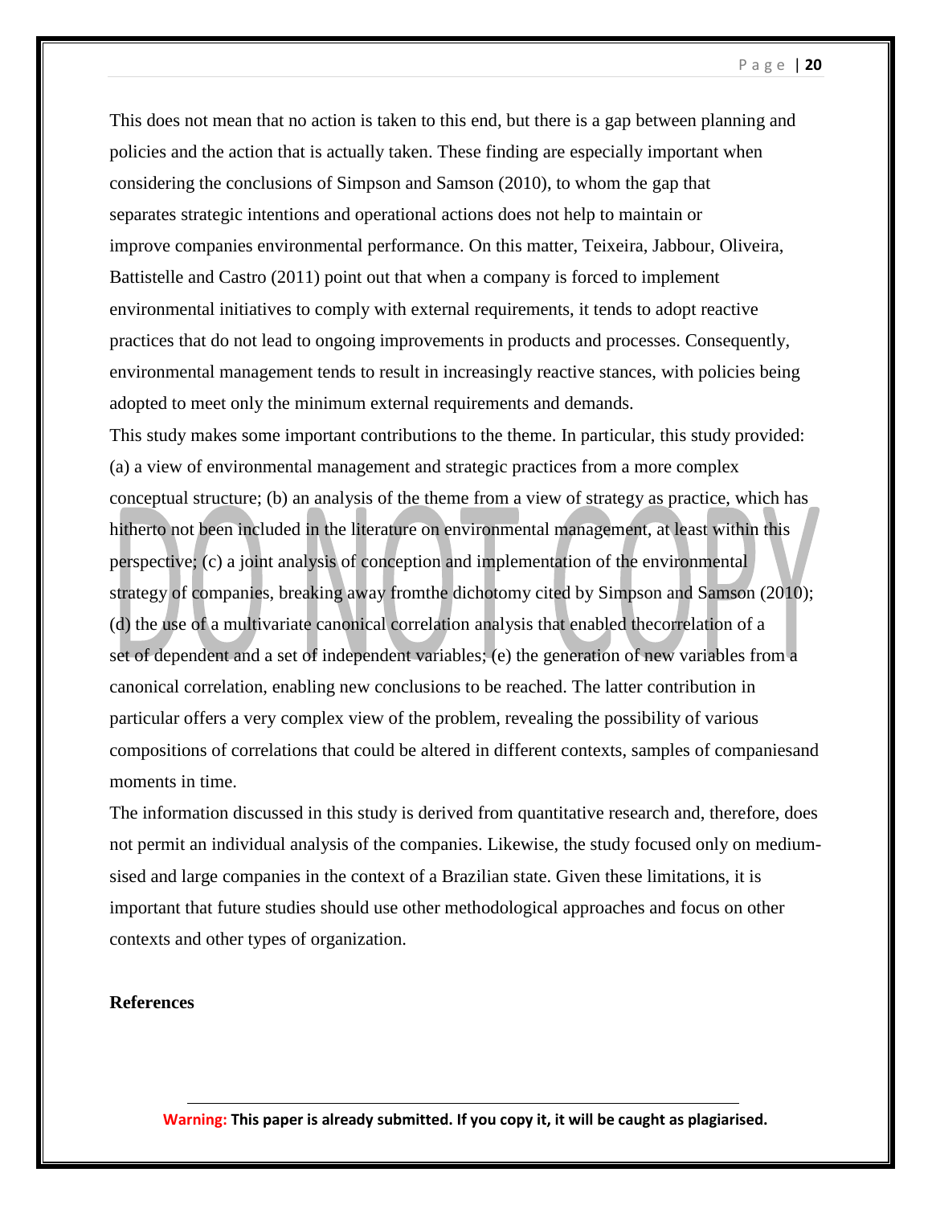This does not mean that no action is taken to this end, but there is a gap between planning and policies and the action that is actually taken. These finding are especially important when considering the conclusions of Simpson and Samson (2010), to whom the gap that separates strategic intentions and operational actions does not help to maintain or improve companies environmental performance. On this matter, Teixeira, Jabbour, Oliveira, Battistelle and Castro (2011) point out that when a company is forced to implement environmental initiatives to comply with external requirements, it tends to adopt reactive practices that do not lead to ongoing improvements in products and processes. Consequently, environmental management tends to result in increasingly reactive stances, with policies being adopted to meet only the minimum external requirements and demands.

This study makes some important contributions to the theme. In particular, this study provided: (a) a view of environmental management and strategic practices from a more complex conceptual structure; (b) an analysis of the theme from a view of strategy as practice, which has hitherto not been included in the literature on environmental management, at least within this perspective; (c) a joint analysis of conception and implementation of the environmental strategy of companies, breaking away fromthe dichotomy cited by Simpson and Samson (2010); (d) the use of a multivariate canonical correlation analysis that enabled thecorrelation of a set of dependent and a set of independent variables; (e) the generation of new variables from a canonical correlation, enabling new conclusions to be reached. The latter contribution in particular offers a very complex view of the problem, revealing the possibility of various compositions of correlations that could be altered in different contexts, samples of companiesand moments in time.

The information discussed in this study is derived from quantitative research and, therefore, does not permit an individual analysis of the companies. Likewise, the study focused only on medium-sised and large companies in the context of a Brazilian state. Given these limitations, it is important that future studies should use other methodological approaches and focus on other contexts and other types of organization.

**References**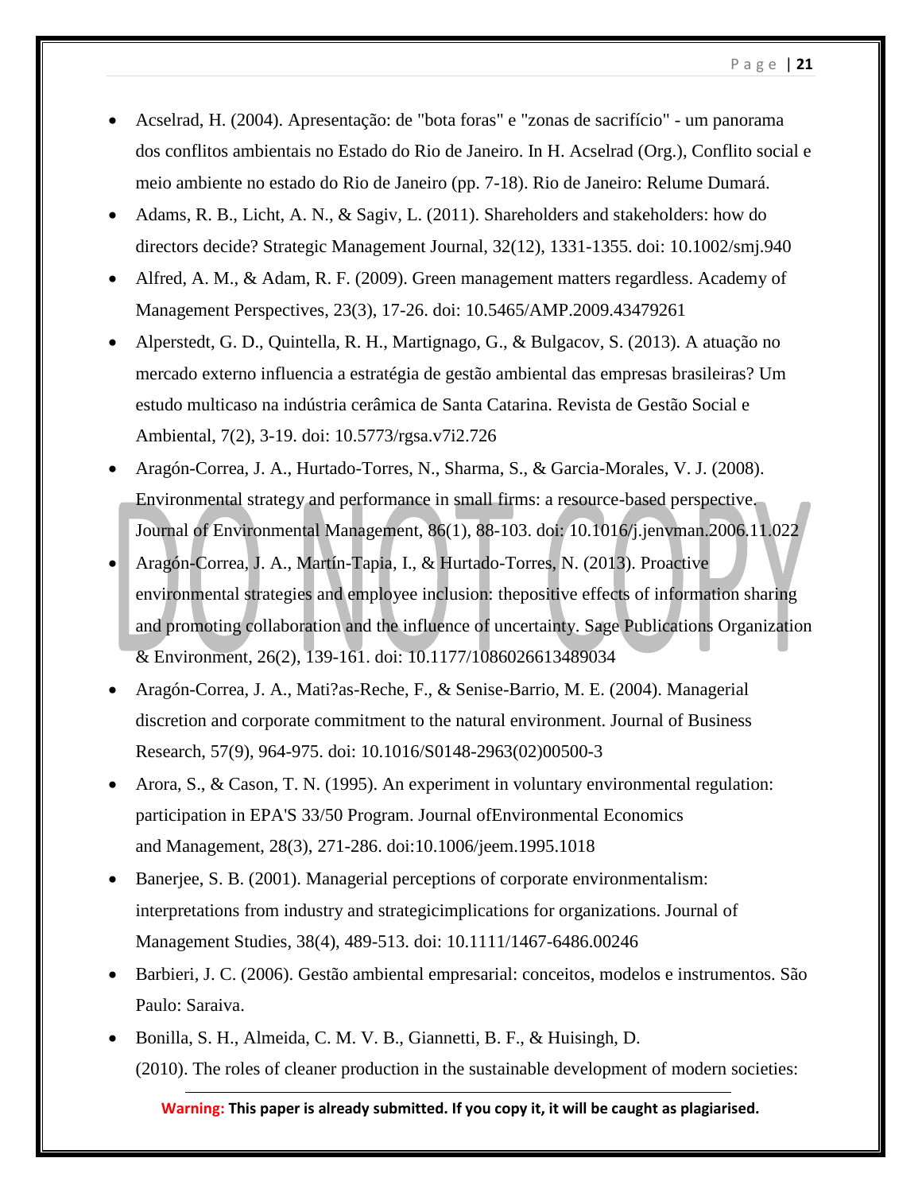- Acselrad, H. (2004). Apresentação: de "bota foras" e "zonas de sacrifício" - um panorama dos conflitos ambientais no Estado do Rio de Janeiro. In H. Acselrad (Org.), Conflito social e meio ambiente no estado do Rio de Janeiro (pp. 7-18). Rio de Janeiro: Relume Dumará.
- Adams, R. B., Licht, A. N., & Sagiv, L. (2011). Shareholders and stakeholders: how do directors decide? Strategic Management Journal, 32(12), 1331-1355. doi: 10.1002/smj.940
- Alfred, A. M., & Adam, R. F. (2009). Green management matters regardless. Academy of Management Perspectives, 23(3), 17-26. doi: 10.5465/AMP.2009.43479261
- Alperstedt, G. D., Quintella, R. H., Martignago, G., & Bulgacov, S. (2013). A atuação no mercado externo influencia a estratégia de gestão ambiental das empresas brasileiras? Um estudo multicaso na indústria cerâmica de Santa Catarina. Revista de Gestão Social e Ambiental, 7(2), 3-19. doi: 10.5773/rgsa.v7i2.726
- Aragón-Correa, J. A., Hurtado-Torres, N., Sharma, S., & Garcia-Morales, V. J. (2008). Environmental strategy and performance in small firms: a resource-based perspective. Journal of Environmental Management, 86(1), 88-103. doi: 10.1016/j.jenvman.2006.11.022
- Aragón-Correa, J. A., Martín-Tapia, I., & Hurtado-Torres, N. (2013). Proactive environmental strategies and employee inclusion: thepositive effects of information sharing and promoting collaboration and the influence of uncertainty. Sage Publications Organization & Environment, 26(2), 139-161. doi: 10.1177/1086026613489034
- Aragón-Correa, J. A., Mati?as-Reche, F., & Senise-Barrio, M. E. (2004). Managerial discretion and corporate commitment to the natural environment. Journal of Business Research, 57(9), 964-975. doi: 10.1016/S0148-2963(02)00500-3
- Arora, S., & Cason, T. N. (1995). An experiment in voluntary environmental regulation: participation in EPA'S 33/50 Program. Journal ofEnvironmental Economics and Management, 28(3), 271-286. doi:10.1006/jeem.1995.1018
- Banerjee, S. B. (2001). Managerial perceptions of corporate environmentalism: interpretations from industry and strategicimplications for organizations. Journal of Management Studies, 38(4), 489-513. doi: 10.1111/1467-6486.00246
- Barbieri, J. C. (2006). Gestão ambiental empresarial: conceitos, modelos e instrumentos. São Paulo: Saraiva.
- Bonilla, S. H., Almeida, C. M. V. B., Giannetti, B. F., & Huisingh, D. (2010). The roles of cleaner production in the sustainable development of modern societies: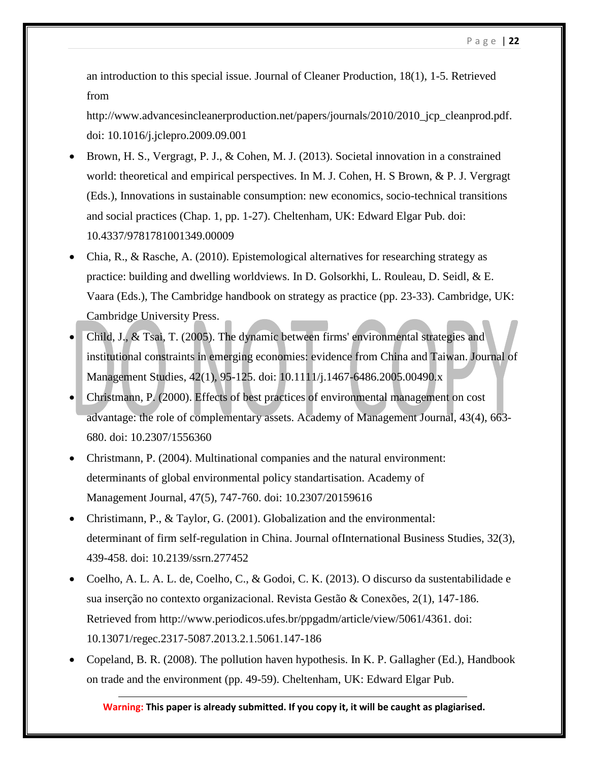an introduction to this special issue. Journal of Cleaner Production, 18(1), 1-5. Retrieved from http://www.advancesincleanerproduction.net/papers/journals/2010/2010_jcp_cleanprod.pdf. doi: 10.1016/j.jclepro.2009.09.001

- Brown, H. S., Vergragt, P. J., & Cohen, M. J. (2013). Societal innovation in a constrained world: theoretical and empirical perspectives. In M. J. Cohen, H. S Brown, & P. J. Vergragt (Eds.), Innovations in sustainable consumption: new economics, socio-technical transitions and social practices (Chap. 1, pp. 1-27). Cheltenham, UK: Edward Elgar Pub. doi: 10.4337/9781781001349.00009
- Chia, R., & Rasche, A. (2010). Epistemological alternatives for researching strategy as practice: building and dwelling worldviews. In D. Golsorkhi, L. Rouleau, D. Seidl, & E. Vaara (Eds.), The Cambridge handbook on strategy as practice (pp. 23-33). Cambridge, UK: Cambridge University Press.
- Child, J., & Tsai, T. (2005). The dynamic between firms' environmental strategies and institutional constraints in emerging economies: evidence from China and Taiwan. Journal of Management Studies, 42(1), 95-125. doi: 10.1111/j.1467-6486.2005.00490.x
- Christmann, P. (2000). Effects of best practices of environmental management on cost advantage: the role of complementary assets. Academy of Management Journal, 43(4), 663-680. doi: 10.2307/1556360
- Christmann, P. (2004). Multinational companies and the natural environment: determinants of global environmental policy standartisation. Academy of Management Journal, 47(5), 747-760. doi: 10.2307/20159616
- Christimann, P., & Taylor, G. (2001). Globalization and the environmental: determinant of firm self-regulation in China. Journal ofInternational Business Studies, 32(3), 439-458. doi: 10.2139/ssrn.277452
- Coelho, A. L. A. L. de, Coelho, C., & Godoi, C. K. (2013). O discurso da sustentabilidade e sua inserção no contexto organizacional. Revista Gestão & Conexões, 2(1), 147-186. Retrieved from http://www.periodicos.ufes.br/ppgadm/article/view/5061/4361. doi: 10.13071/regec.2317-5087.2013.2.1.5061.147-186
- Copeland, B. R. (2008). The pollution haven hypothesis. In K. P. Gallagher (Ed.), Handbook on trade and the environment (pp. 49-59). Cheltenham, UK: Edward Elgar Pub.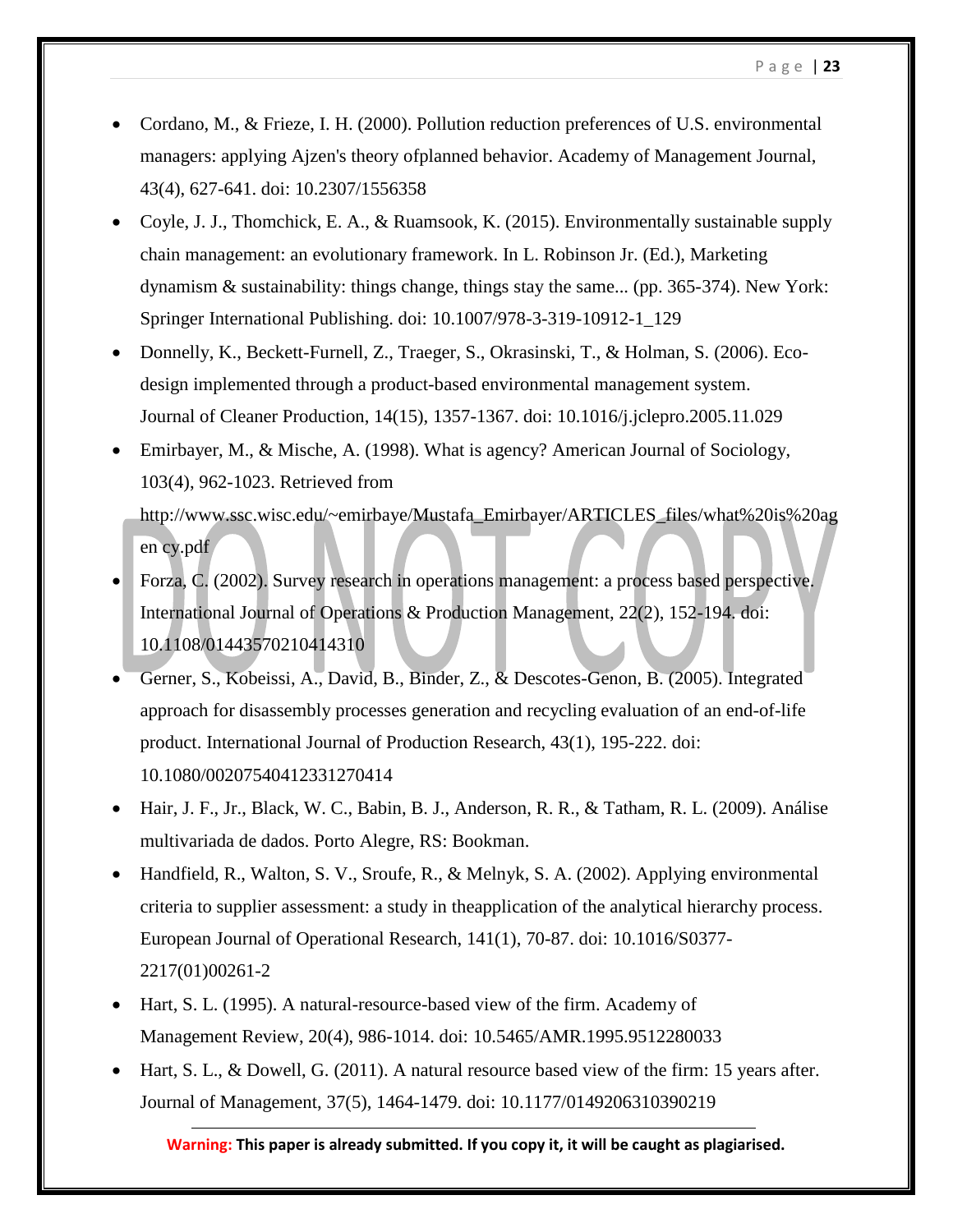- Cordano, M., & Frieze, I. H. (2000). Pollution reduction preferences of U.S. environmental managers: applying Ajzen's theory ofplanned behavior. Academy of Management Journal, 43(4), 627-641. doi: 10.2307/1556358
- Coyle, J. J., Thomchick, E. A., & Ruamsook, K. (2015). Environmentally sustainable supply chain management: an evolutionary framework. In L. Robinson Jr. (Ed.), Marketing dynamism & sustainability: things change, things stay the same... (pp. 365-374). New York: Springer International Publishing. doi: 10.1007/978-3-319-10912-1_129
- Donnelly, K., Beckett-Furnell, Z., Traeger, S., Okrasinski, T., & Holman, S. (2006). Eco-design implemented through a product-based environmental management system. Journal of Cleaner Production, 14(15), 1357-1367. doi: 10.1016/j.jclepro.2005.11.029
- Emirbayer, M., & Mische, A. (1998). What is agency? American Journal of Sociology, 103(4), 962-1023. Retrieved from http://www.ssc.wisc.edu/~emirbaye/Mustafa_Emirbayer/ARTICLES_files/what%20is%20ag en cy.pdf
- Forza, C. (2002). Survey research in operations management: a process based perspective. International Journal of Operations & Production Management, 22(2), 152-194. doi: 10.1108/01443570210414310
- Gerner, S., Kobeissi, A., David, B., Binder, Z., & Descotes-Genon, B. (2005). Integrated approach for disassembly processes generation and recycling evaluation of an end-of-life product. International Journal of Production Research, 43(1), 195-222. doi: 10.1080/00207540412331270414
- Hair, J. F., Jr., Black, W. C., Babin, B. J., Anderson, R. R., & Tatham, R. L. (2009). Análise multivariada de dados. Porto Alegre, RS: Bookman.
- Handfield, R., Walton, S. V., Sroufe, R., & Melnyk, S. A. (2002). Applying environmental criteria to supplier assessment: a study in theapplication of the analytical hierarchy process. European Journal of Operational Research, 141(1), 70-87. doi: 10.1016/S0377-2217(01)00261-2
- Hart, S. L. (1995). A natural-resource-based view of the firm. Academy of Management Review, 20(4), 986-1014. doi: 10.5465/AMR.1995.9512280033
- Hart, S. L., & Dowell, G. (2011). A natural resource based view of the firm: 15 years after. Journal of Management, 37(5), 1464-1479. doi: 10.1177/0149206310390219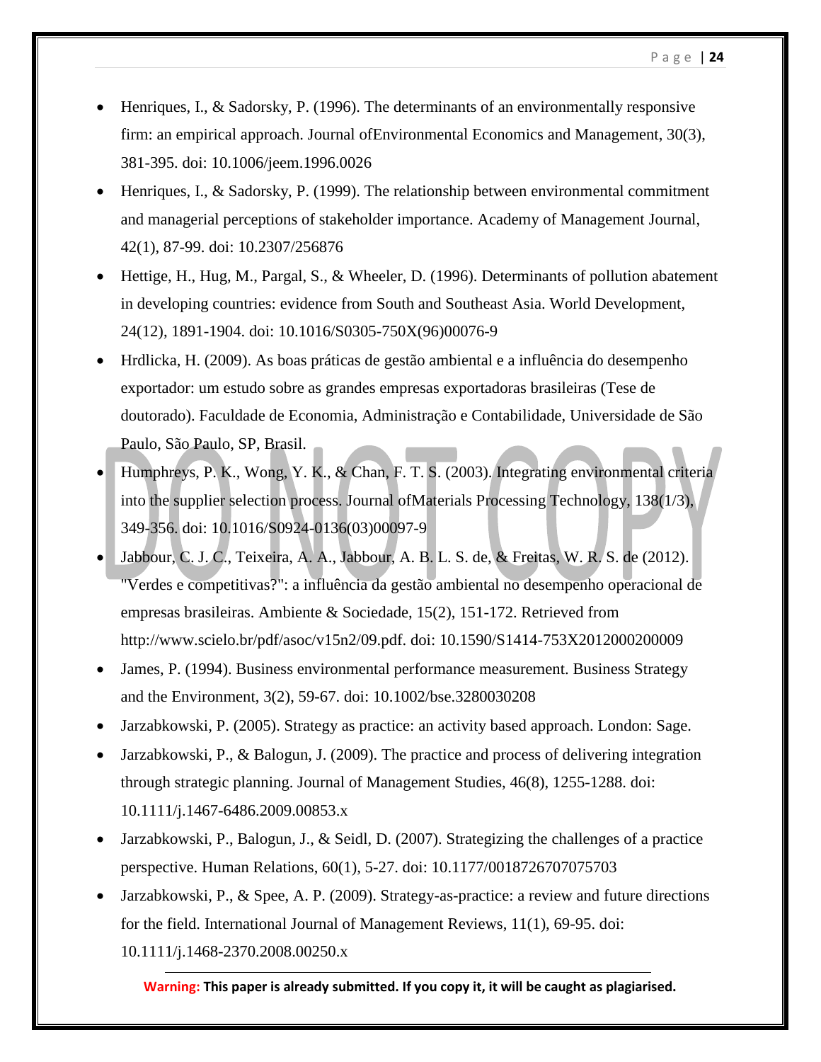- Henriques, I., & Sadorsky, P. (1996). The determinants of an environmentally responsive firm: an empirical approach. Journal ofEnvironmental Economics and Management, 30(3), 381-395. doi: 10.1006/jeem.1996.0026
- Henriques, I., & Sadorsky, P. (1999). The relationship between environmental commitment and managerial perceptions of stakeholder importance. Academy of Management Journal, 42(1), 87-99. doi: 10.2307/256876
- Hettige, H., Hug, M., Pargal, S., & Wheeler, D. (1996). Determinants of pollution abatement in developing countries: evidence from South and Southeast Asia. World Development, 24(12), 1891-1904. doi: 10.1016/S0305-750X(96)00076-9
- Hrdlicka, H. (2009). As boas práticas de gestão ambiental e a influência do desempenho exportador: um estudo sobre as grandes empresas exportadoras brasileiras (Tese de doutorado). Faculdade de Economia, Administração e Contabilidade, Universidade de São Paulo, São Paulo, SP, Brasil.
- Humphreys, P. K., Wong, Y. K., & Chan, F. T. S. (2003). Integrating environmental criteria into the supplier selection process. Journal ofMaterials Processing Technology, 138(1/3), 349-356. doi: 10.1016/S0924-0136(03)00097-9
- Jabbour, C. J. C., Teixeira, A. A., Jabbour, A. B. L. S. de, & Freitas, W. R. S. de (2012). "Verdes e competitivas?": a influência da gestão ambiental no desempenho operacional de empresas brasileiras. Ambiente & Sociedade, 15(2), 151-172. Retrieved from http://www.scielo.br/pdf/asoc/v15n2/09.pdf. doi: 10.1590/S1414-753X2012000200009
- James, P. (1994). Business environmental performance measurement. Business Strategy and the Environment, 3(2), 59-67. doi: 10.1002/bse.3280030208
- Jarzabkowski, P. (2005). Strategy as practice: an activity based approach. London: Sage.
- Jarzabkowski, P., & Balogun, J. (2009). The practice and process of delivering integration through strategic planning. Journal of Management Studies, 46(8), 1255-1288. doi: 10.1111/j.1467-6486.2009.00853.x
- Jarzabkowski, P., Balogun, J., & Seidl, D. (2007). Strategizing the challenges of a practice perspective. Human Relations, 60(1), 5-27. doi: 10.1177/0018726707075703
- Jarzabkowski, P., & Spee, A. P. (2009). Strategy-as-practice: a review and future directions for the field. International Journal of Management Reviews, 11(1), 69-95. doi: 10.1111/j.1468-2370.2008.00250.x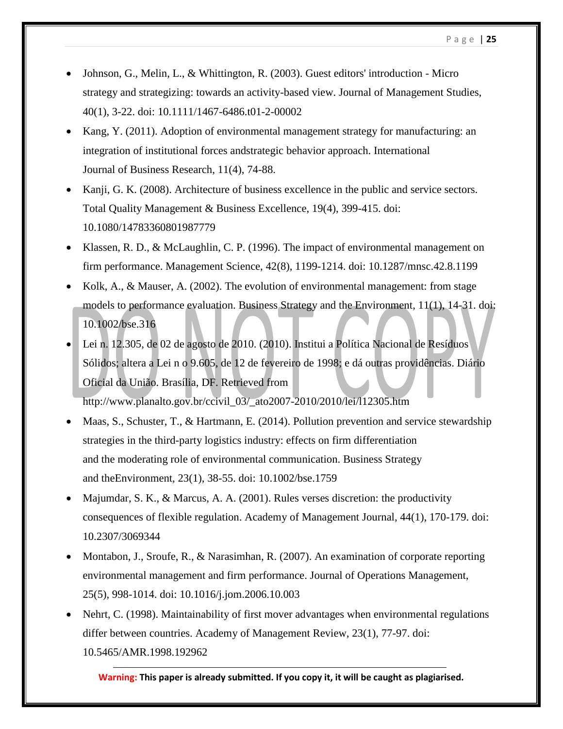- Johnson, G., Melin, L., & Whittington, R. (2003). Guest editors' introduction - Micro strategy and strategizing: towards an activity-based view. Journal of Management Studies, 40(1), 3-22. doi: 10.1111/1467-6486.t01-2-00002
- Kang, Y. (2011). Adoption of environmental management strategy for manufacturing: an integration of institutional forces andstrategic behavior approach. International Journal of Business Research, 11(4), 74-88.
- Kanji, G. K. (2008). Architecture of business excellence in the public and service sectors. Total Quality Management & Business Excellence, 19(4), 399-415. doi: 10.1080/14783360801987779
- Klassen, R. D., & McLaughlin, C. P. (1996). The impact of environmental management on firm performance. Management Science, 42(8), 1199-1214. doi: 10.1287/mnsc.42.8.1199
- Kolk, A., & Mauser, A. (2002). The evolution of environmental management: from stage models to performance evaluation. Business Strategy and the Environment, 11(1), 14-31. doi: 10.1002/bse.316
- Lei n. 12.305, de 02 de agosto de 2010. (2010). Institui a Política Nacional de Resíduos Sólidos; altera a Lei n o 9.605, de 12 de fevereiro de 1998; e dá outras providências. Diário Oficial da União. Brasília, DF. Retrieved from http://www.planalto.gov.br/ccivil_03/_ato2007-2010/2010/lei/l12305.htm
- Maas, S., Schuster, T., & Hartmann, E. (2014). Pollution prevention and service stewardship strategies in the third-party logistics industry: effects on firm differentiation and the moderating role of environmental communication. Business Strategy and theEnvironment, 23(1), 38-55. doi: 10.1002/bse.1759
- Majumdar, S. K., & Marcus, A. A. (2001). Rules verses discretion: the productivity consequences of flexible regulation. Academy of Management Journal, 44(1), 170-179. doi: 10.2307/3069344
- Montabon, J., Sroufe, R., & Narasimhan, R. (2007). An examination of corporate reporting environmental management and firm performance. Journal of Operations Management, 25(5), 998-1014. doi: 10.1016/j.jom.2006.10.003
- Nehrt, C. (1998). Maintainability of first mover advantages when environmental regulations differ between countries. Academy of Management Review, 23(1), 77-97. doi: 10.5465/AMR.1998.192962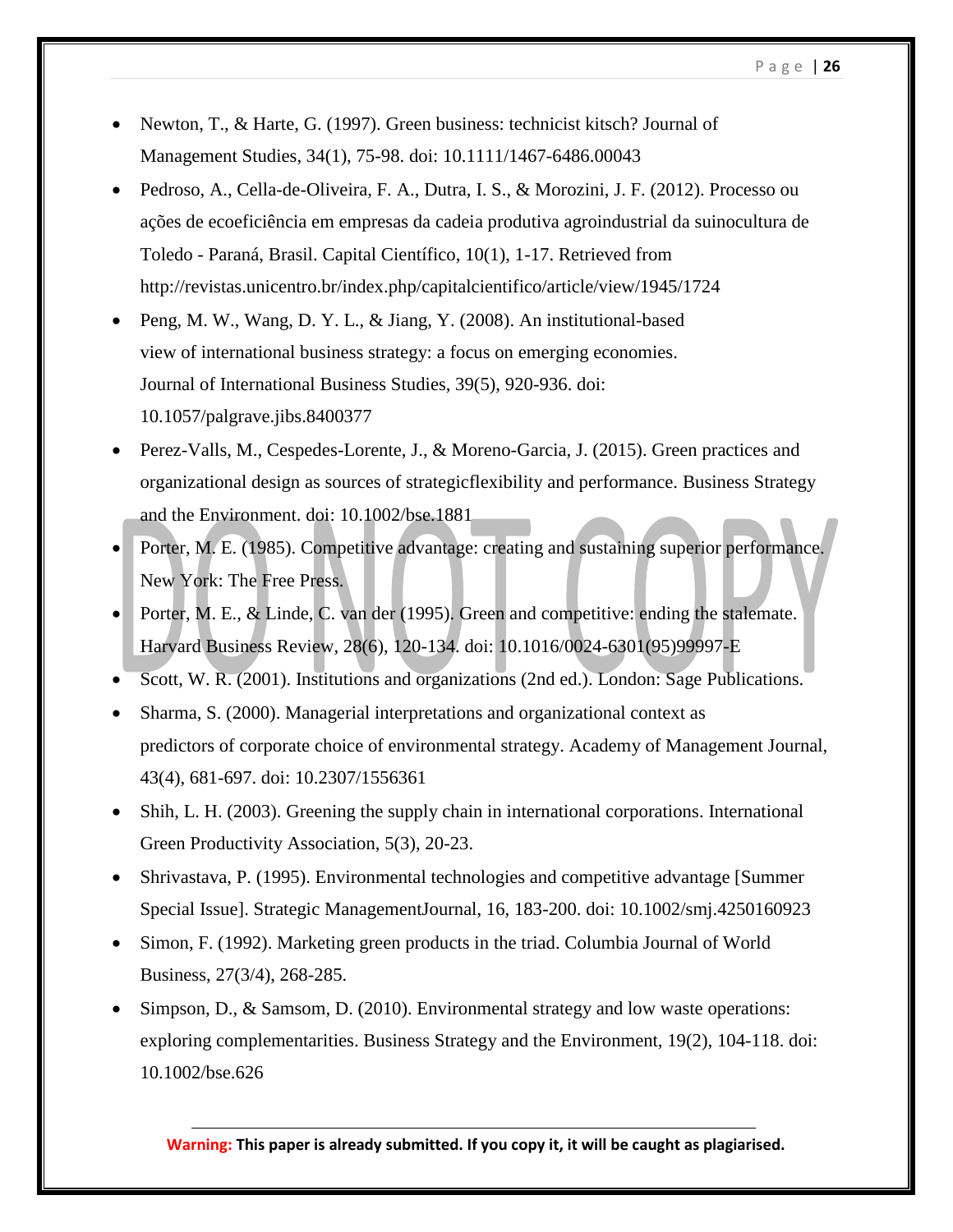- Newton, T., & Harte, G. (1997). Green business: technicist kitsch? Journal of Management Studies, 34(1), 75-98. doi: 10.1111/1467-6486.00043
- Pedroso, A., Cella-de-Oliveira, F. A., Dutra, I. S., & Morozini, J. F. (2012). Processo ou ações de ecoeficiência em empresas da cadeia produtiva agroindustrial da suinocultura de Toledo - Paraná, Brasil. Capital Científico, 10(1), 1-17. Retrieved from http://revistas.unicentro.br/index.php/capitalcientifico/article/view/1945/1724
- Peng, M. W., Wang, D. Y. L., & Jiang, Y. (2008). An institutional-based view of international business strategy: a focus on emerging economies. Journal of International Business Studies, 39(5), 920-936. doi: 10.1057/palgrave.jibs.8400377
- Perez-Valls, M., Cespedes-Lorente, J., & Moreno-Garcia, J. (2015). Green practices and organizational design as sources of strategicflexibility and performance. Business Strategy and the Environment. doi: 10.1002/bse.1881
- Porter, M. E. (1985). Competitive advantage: creating and sustaining superior performance. New York: The Free Press.
- Porter, M. E., & Linde, C. van der (1995). Green and competitive: ending the stalemate. Harvard Business Review, 28(6), 120-134. doi: 10.1016/0024-6301(95)99997-E
- Scott, W. R. (2001). Institutions and organizations (2nd ed.). London: Sage Publications.
- Sharma, S. (2000). Managerial interpretations and organizational context as predictors of corporate choice of environmental strategy. Academy of Management Journal, 43(4), 681-697. doi: 10.2307/1556361
- Shih, L. H. (2003). Greening the supply chain in international corporations. International Green Productivity Association, 5(3), 20-23.
- Shrivastava, P. (1995). Environmental technologies and competitive advantage [Summer Special Issue]. Strategic ManagementJournal, 16, 183-200. doi: 10.1002/smj.4250160923
- Simon, F. (1992). Marketing green products in the triad. Columbia Journal of World Business, 27(3/4), 268-285.
- Simpson, D., & Samsom, D. (2010). Environmental strategy and low waste operations: exploring complementarities. Business Strategy and the Environment, 19(2), 104-118. doi: 10.1002/bse.626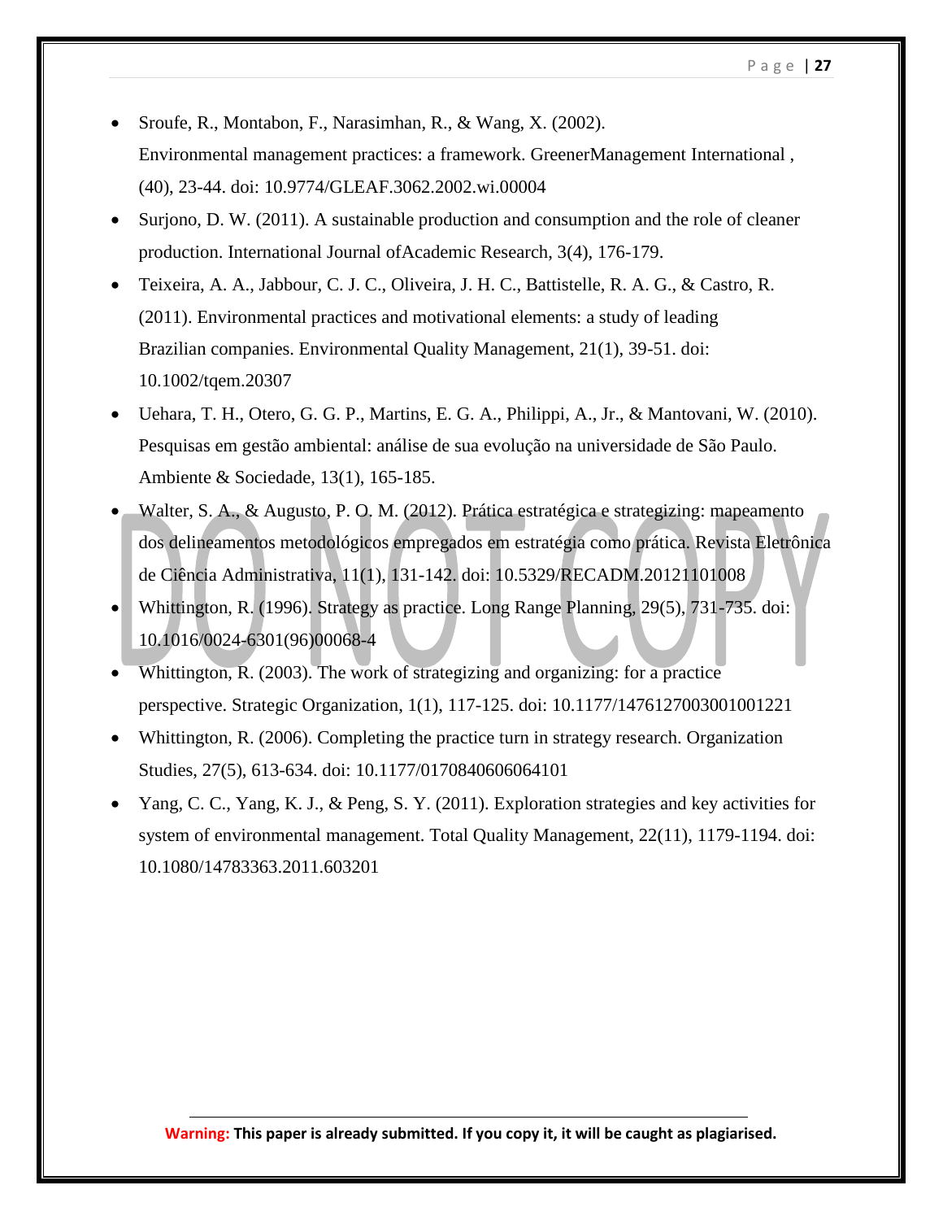- Sroufe, R., Montabon, F., Narasimhan, R., & Wang, X. (2002). Environmental management practices: a framework. GreenerManagement International , (40), 23-44. doi: 10.9774/GLEAF.3062.2002.wi.00004
- Surjono, D. W. (2011). A sustainable production and consumption and the role of cleaner production. International Journal ofAcademic Research, 3(4), 176-179.
- Teixeira, A. A., Jabbour, C. J. C., Oliveira, J. H. C., Battistelle, R. A. G., & Castro, R. (2011). Environmental practices and motivational elements: a study of leading Brazilian companies. Environmental Quality Management, 21(1), 39-51. doi: 10.1002/tqem.20307
- Uehara, T. H., Otero, G. G. P., Martins, E. G. A., Philippi, A., Jr., & Mantovani, W. (2010). Pesquisas em gestão ambiental: análise de sua evolução na universidade de São Paulo. Ambiente & Sociedade, 13(1), 165-185.
- Walter, S. A., & Augusto, P. O. M. (2012). Prática estratégica e strategizing: mapeamento dos delineamentos metodológicos empregados em estratégia como prática. Revista Eletrônica de Ciência Administrativa, 11(1), 131-142. doi: 10.5329/RECADM.20121101008
- Whittington, R. (1996). Strategy as practice. Long Range Planning, 29(5), 731-735. doi: 10.1016/0024-6301(96)00068-4
- Whittington, R. (2003). The work of strategizing and organizing: for a practice perspective. Strategic Organization, 1(1), 117-125. doi: 10.1177/1476127003001001221
- Whittington, R. (2006). Completing the practice turn in strategy research. Organization Studies, 27(5), 613-634. doi: 10.1177/0170840606064101
- Yang, C. C., Yang, K. J., & Peng, S. Y. (2011). Exploration strategies and key activities for system of environmental management. Total Quality Management, 22(11), 1179-1194. doi: 10.1080/14783363.2011.603201